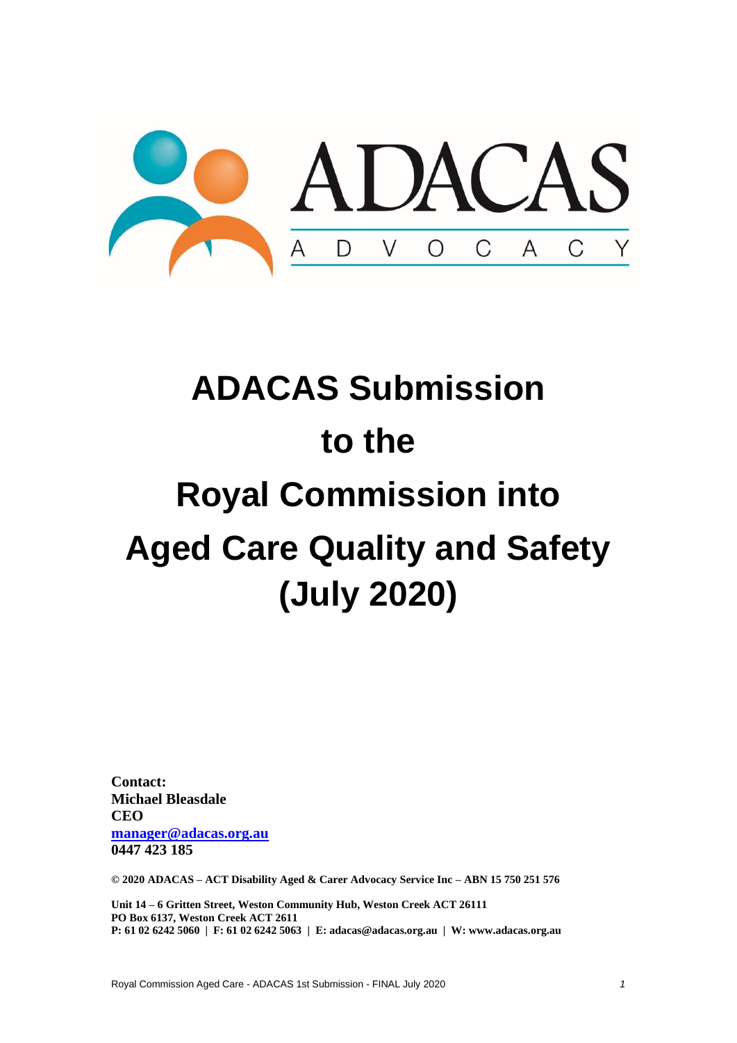ADACAS

ADVOCACY

# ADACAS Submission to the Royal Commission into Aged Care Quality and Safety (July 2020)

**Contact:**
**Michael Bleasdale**
**CEO**
**[manager@adacas.org.au](mailto:manager@adacas.org.au)**
**0447 423 185**

**© 2020 ADACAS – ACT Disability Aged & Carer Advocacy Service Inc – ABN 15 750 251 576**

**Unit 14 – 6 Gritten Street, Weston Community Hub, Weston Creek ACT 26111**
**PO Box 6137, Weston Creek ACT 2611**
**P: 61 02 6242 5060 | F: 61 02 6242 5063 | E: adacas@adacas.org.au | W: www.adacas.org.au**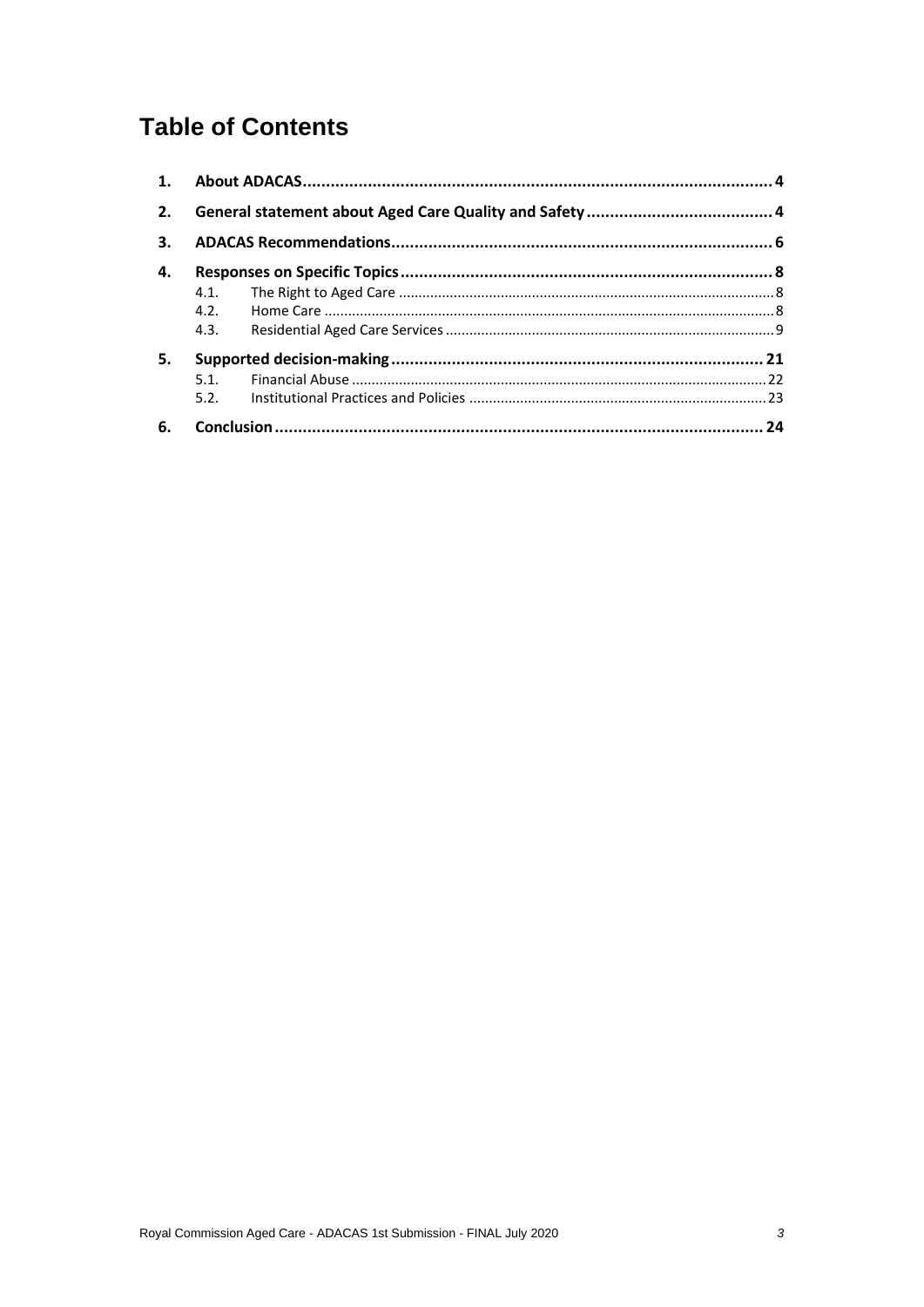# Table of Contents

| | | |
|---|---|---|
| **1.** | **About ADACAS** | **4** |
| **2.** | **General statement about Aged Care Quality and Safety** | **4** |
| **3.** | **ADACAS Recommendations** | **6** |
| **4.** | **Responses on Specific Topics** | **8** |
| 4.1. | The Right to Aged Care | 8 |
| 4.2. | Home Care | 8 |
| 4.3. | Residential Aged Care Services | 9 |
| **5.** | **Supported decision-making** | **21** |
| 5.1. | Financial Abuse | 22 |
| 5.2. | Institutional Practices and Policies | 23 |
| **6.** | **Conclusion** | **24** |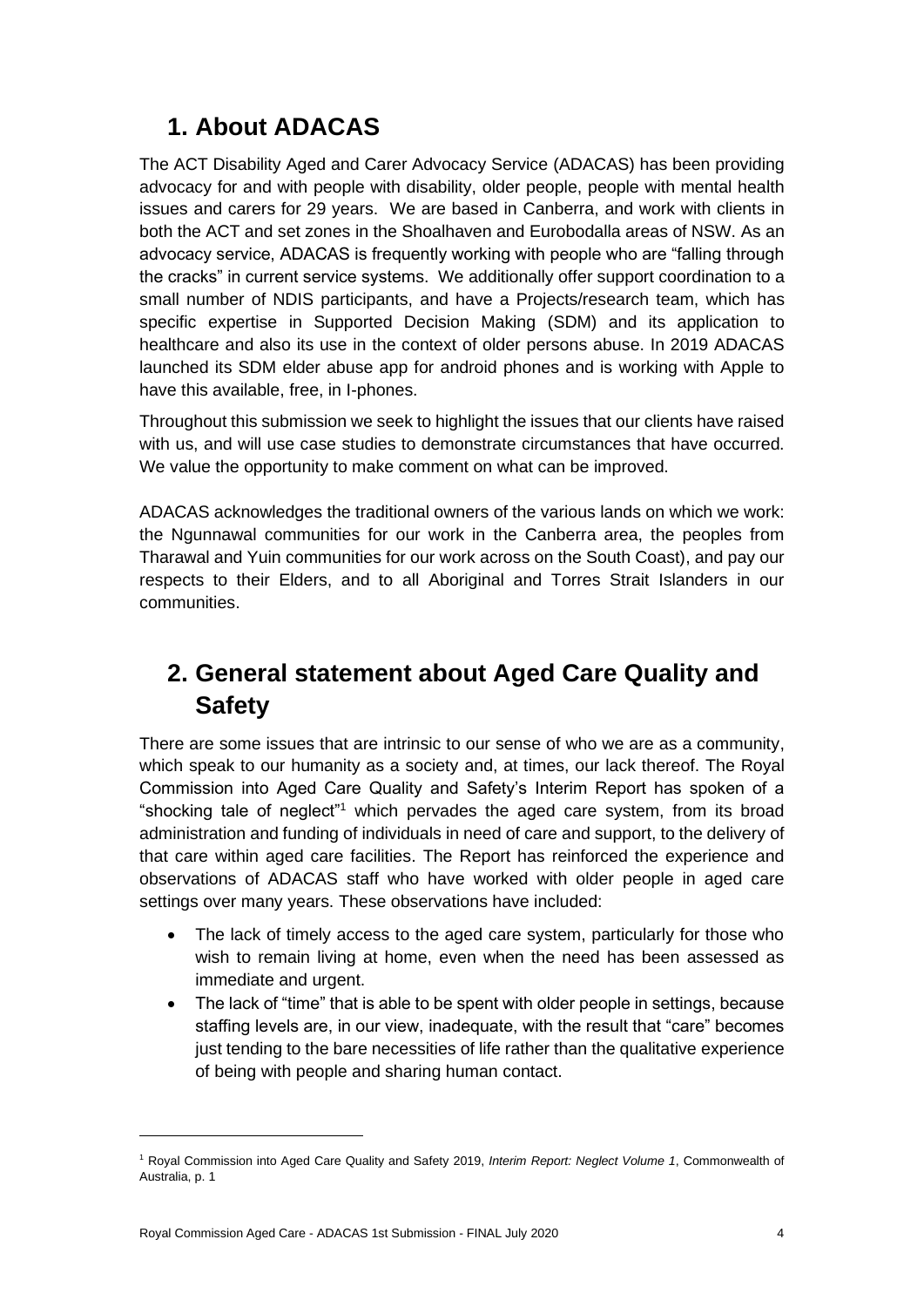## 1. About ADACAS

The ACT Disability Aged and Carer Advocacy Service (ADACAS) has been providing advocacy for and with people with disability, older people, people with mental health issues and carers for 29 years. We are based in Canberra, and work with clients in both the ACT and set zones in the Shoalhaven and Eurobodalla areas of NSW. As an advocacy service, ADACAS is frequently working with people who are "falling through the cracks" in current service systems. We additionally offer support coordination to a small number of NDIS participants, and have a Projects/research team, which has specific expertise in Supported Decision Making (SDM) and its application to healthcare and also its use in the context of older persons abuse. In 2019 ADACAS launched its SDM elder abuse app for android phones and is working with Apple to have this available, free, in I-phones.

Throughout this submission we seek to highlight the issues that our clients have raised with us, and will use case studies to demonstrate circumstances that have occurred. We value the opportunity to make comment on what can be improved.

ADACAS acknowledges the traditional owners of the various lands on which we work: the Ngunnawal communities for our work in the Canberra area, the peoples from Tharawal and Yuin communities for our work across on the South Coast), and pay our respects to their Elders, and to all Aboriginal and Torres Strait Islanders in our communities.

## 2. General statement about Aged Care Quality and Safety

There are some issues that are intrinsic to our sense of who we are as a community, which speak to our humanity as a society and, at times, our lack thereof. The Royal Commission into Aged Care Quality and Safety's Interim Report has spoken of a "shocking tale of neglect"[1] which pervades the aged care system, from its broad administration and funding of individuals in need of care and support, to the delivery of that care within aged care facilities. The Report has reinforced the experience and observations of ADACAS staff who have worked with older people in aged care settings over many years. These observations have included:

- The lack of timely access to the aged care system, particularly for those who wish to remain living at home, even when the need has been assessed as immediate and urgent.
- The lack of "time" that is able to be spent with older people in settings, because staffing levels are, in our view, inadequate, with the result that "care" becomes just tending to the bare necessities of life rather than the qualitative experience of being with people and sharing human contact.

[1] Royal Commission into Aged Care Quality and Safety 2019, *Interim Report: Neglect Volume 1*, Commonwealth of Australia, p. 1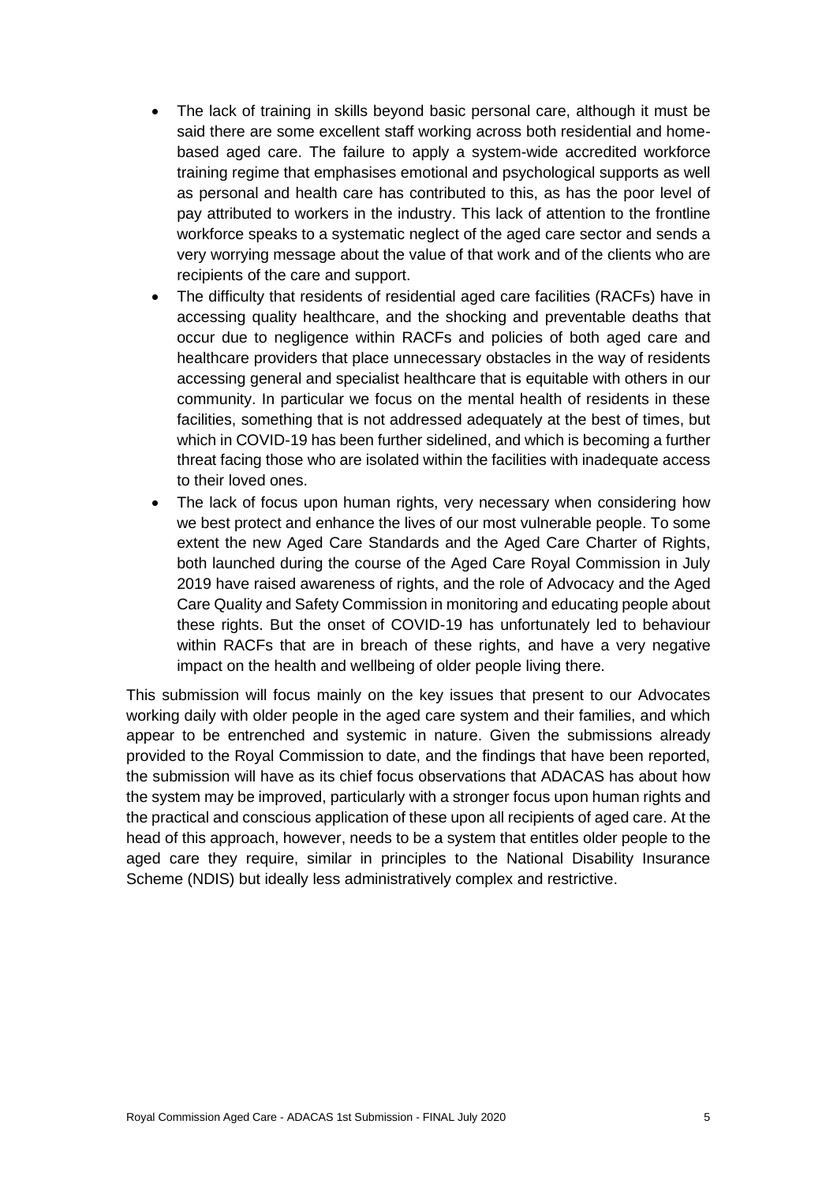- The lack of training in skills beyond basic personal care, although it must be said there are some excellent staff working across both residential and home-based aged care. The failure to apply a system-wide accredited workforce training regime that emphasises emotional and psychological supports as well as personal and health care has contributed to this, as has the poor level of pay attributed to workers in the industry. This lack of attention to the frontline workforce speaks to a systematic neglect of the aged care sector and sends a very worrying message about the value of that work and of the clients who are recipients of the care and support.
- The difficulty that residents of residential aged care facilities (RACFs) have in accessing quality healthcare, and the shocking and preventable deaths that occur due to negligence within RACFs and policies of both aged care and healthcare providers that place unnecessary obstacles in the way of residents accessing general and specialist healthcare that is equitable with others in our community. In particular we focus on the mental health of residents in these facilities, something that is not addressed adequately at the best of times, but which in COVID-19 has been further sidelined, and which is becoming a further threat facing those who are isolated within the facilities with inadequate access to their loved ones.
- The lack of focus upon human rights, very necessary when considering how we best protect and enhance the lives of our most vulnerable people. To some extent the new Aged Care Standards and the Aged Care Charter of Rights, both launched during the course of the Aged Care Royal Commission in July 2019 have raised awareness of rights, and the role of Advocacy and the Aged Care Quality and Safety Commission in monitoring and educating people about these rights. But the onset of COVID-19 has unfortunately led to behaviour within RACFs that are in breach of these rights, and have a very negative impact on the health and wellbeing of older people living there.

This submission will focus mainly on the key issues that present to our Advocates working daily with older people in the aged care system and their families, and which appear to be entrenched and systemic in nature. Given the submissions already provided to the Royal Commission to date, and the findings that have been reported, the submission will have as its chief focus observations that ADACAS has about how the system may be improved, particularly with a stronger focus upon human rights and the practical and conscious application of these upon all recipients of aged care. At the head of this approach, however, needs to be a system that entitles older people to the aged care they require, similar in principles to the National Disability Insurance Scheme (NDIS) but ideally less administratively complex and restrictive.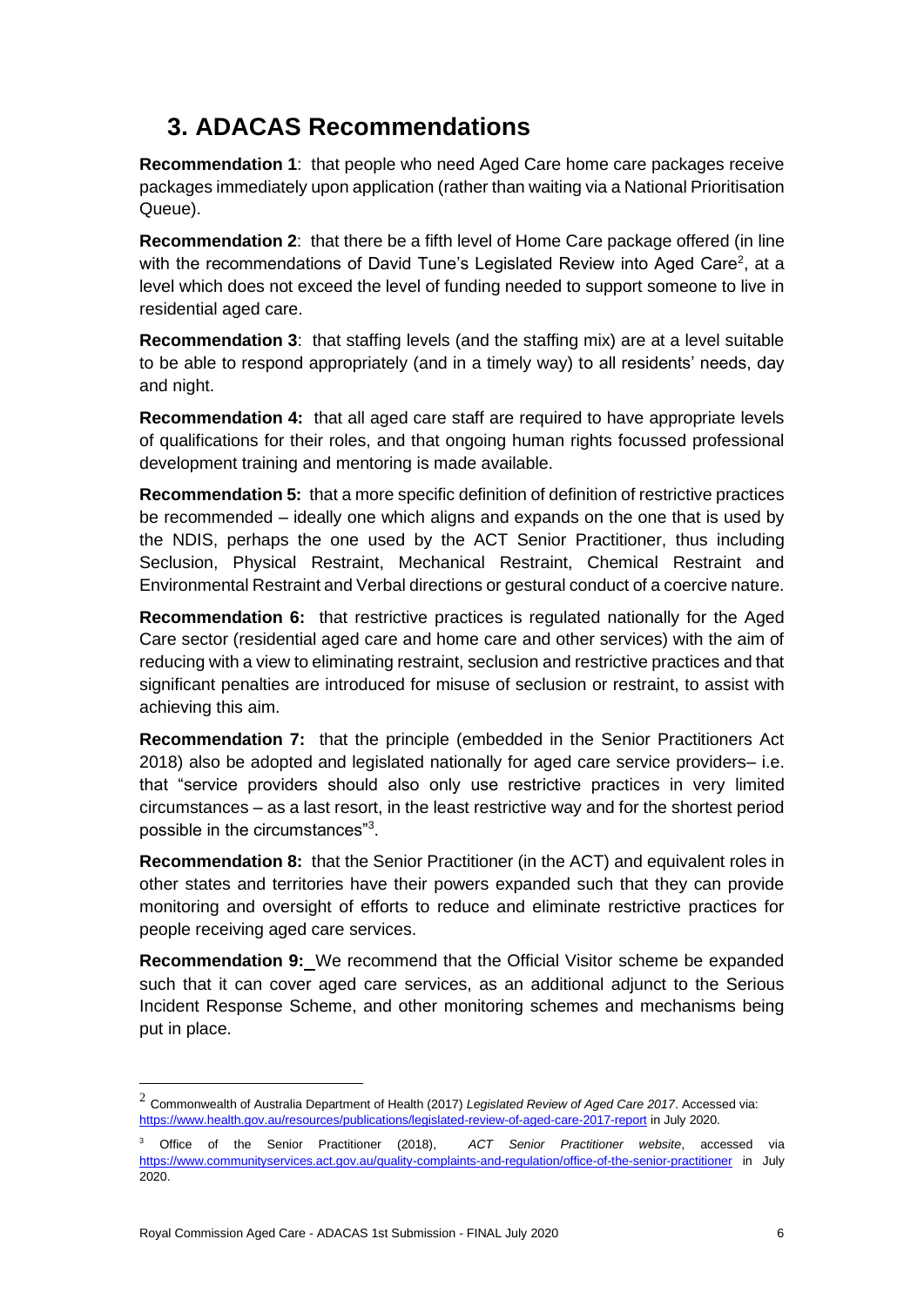## 3. ADACAS Recommendations

**Recommendation 1**: that people who need Aged Care home care packages receive packages immediately upon application (rather than waiting via a National Prioritisation Queue).

**Recommendation 2**: that there be a fifth level of Home Care package offered (in line with the recommendations of David Tune's Legislated Review into Aged Care[2], at a level which does not exceed the level of funding needed to support someone to live in residential aged care.

**Recommendation 3**: that staffing levels (and the staffing mix) are at a level suitable to be able to respond appropriately (and in a timely way) to all residents' needs, day and night.

**Recommendation 4:** that all aged care staff are required to have appropriate levels of qualifications for their roles, and that ongoing human rights focussed professional development training and mentoring is made available.

**Recommendation 5:** that a more specific definition of definition of restrictive practices be recommended – ideally one which aligns and expands on the one that is used by the NDIS, perhaps the one used by the ACT Senior Practitioner, thus including Seclusion, Physical Restraint, Mechanical Restraint, Chemical Restraint and Environmental Restraint and Verbal directions or gestural conduct of a coercive nature.

**Recommendation 6:** that restrictive practices is regulated nationally for the Aged Care sector (residential aged care and home care and other services) with the aim of reducing with a view to eliminating restraint, seclusion and restrictive practices and that significant penalties are introduced for misuse of seclusion or restraint, to assist with achieving this aim.

**Recommendation 7:** that the principle (embedded in the Senior Practitioners Act 2018) also be adopted and legislated nationally for aged care service providers– i.e. that "service providers should also only use restrictive practices in very limited circumstances – as a last resort, in the least restrictive way and for the shortest period possible in the circumstances"[3].

**Recommendation 8:** that the Senior Practitioner (in the ACT) and equivalent roles in other states and territories have their powers expanded such that they can provide monitoring and oversight of efforts to reduce and eliminate restrictive practices for people receiving aged care services.

**Recommendation 9:** We recommend that the Official Visitor scheme be expanded such that it can cover aged care services, as an additional adjunct to the Serious Incident Response Scheme, and other monitoring schemes and mechanisms being put in place.

---

[2] Commonwealth of Australia Department of Health (2017) *Legislated Review of Aged Care 2017*. Accessed via: https://www.health.gov.au/resources/publications/legislated-review-of-aged-care-2017-report in July 2020.

[3] Office of the Senior Practitioner (2018), *ACT Senior Practitioner website*, accessed via https://www.communityservices.act.gov.au/quality-complaints-and-regulation/office-of-the-senior-practitioner in July 2020.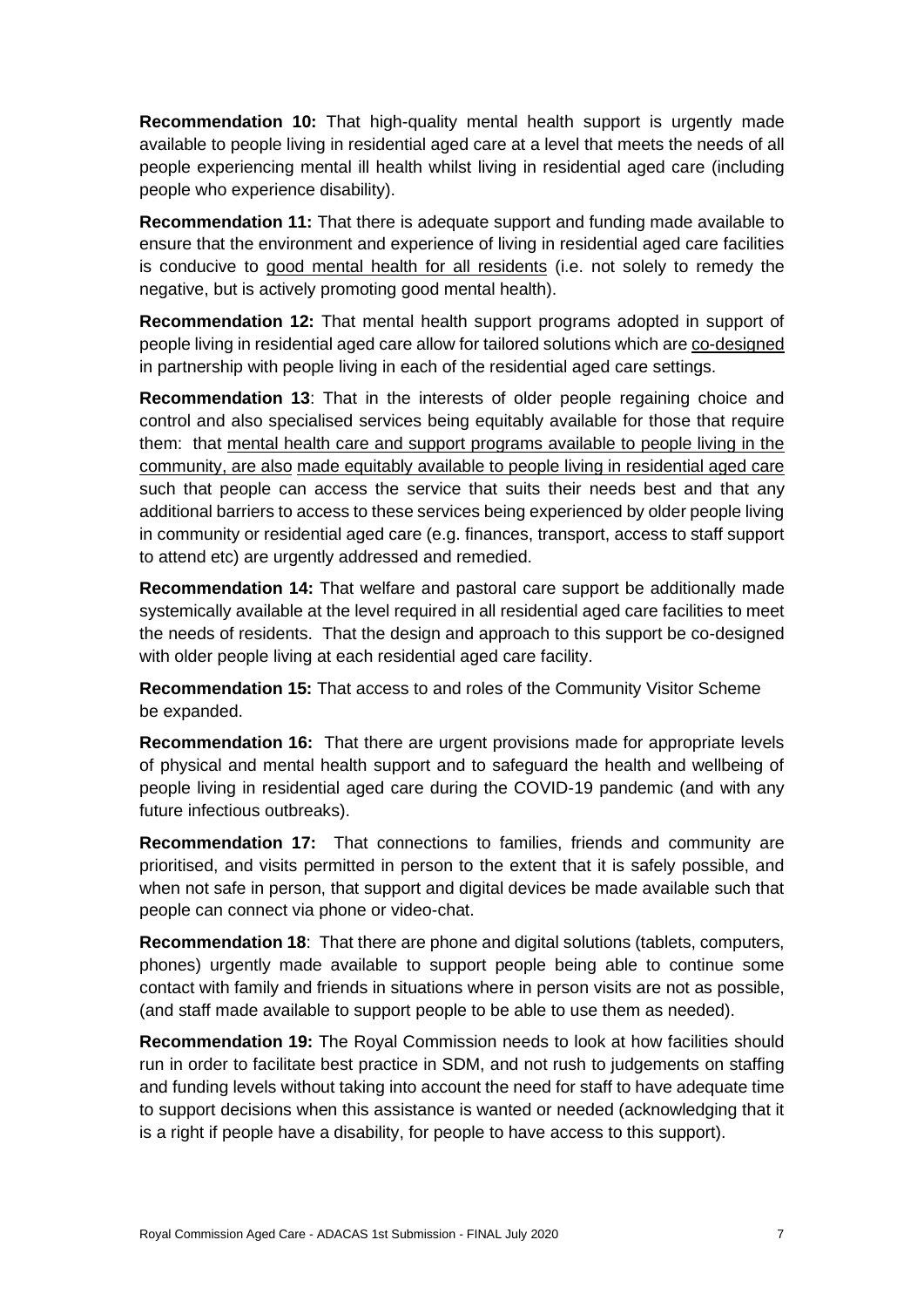**Recommendation 10:** That high-quality mental health support is urgently made available to people living in residential aged care at a level that meets the needs of all people experiencing mental ill health whilst living in residential aged care (including people who experience disability).

**Recommendation 11:** That there is adequate support and funding made available to ensure that the environment and experience of living in residential aged care facilities is conducive to good mental health for all residents (i.e. not solely to remedy the negative, but is actively promoting good mental health).

**Recommendation 12:** That mental health support programs adopted in support of people living in residential aged care allow for tailored solutions which are co-designed in partnership with people living in each of the residential aged care settings.

**Recommendation 13**: That in the interests of older people regaining choice and control and also specialised services being equitably available for those that require them: that mental health care and support programs available to people living in the community, are also made equitably available to people living in residential aged care such that people can access the service that suits their needs best and that any additional barriers to access to these services being experienced by older people living in community or residential aged care (e.g. finances, transport, access to staff support to attend etc) are urgently addressed and remedied.

**Recommendation 14:** That welfare and pastoral care support be additionally made systemically available at the level required in all residential aged care facilities to meet the needs of residents. That the design and approach to this support be co-designed with older people living at each residential aged care facility.

**Recommendation 15:** That access to and roles of the Community Visitor Scheme be expanded.

**Recommendation 16:** That there are urgent provisions made for appropriate levels of physical and mental health support and to safeguard the health and wellbeing of people living in residential aged care during the COVID-19 pandemic (and with any future infectious outbreaks).

**Recommendation 17:** That connections to families, friends and community are prioritised, and visits permitted in person to the extent that it is safely possible, and when not safe in person, that support and digital devices be made available such that people can connect via phone or video-chat.

**Recommendation 18**: That there are phone and digital solutions (tablets, computers, phones) urgently made available to support people being able to continue some contact with family and friends in situations where in person visits are not as possible, (and staff made available to support people to be able to use them as needed).

**Recommendation 19:** The Royal Commission needs to look at how facilities should run in order to facilitate best practice in SDM, and not rush to judgements on staffing and funding levels without taking into account the need for staff to have adequate time to support decisions when this assistance is wanted or needed (acknowledging that it is a right if people have a disability, for people to have access to this support).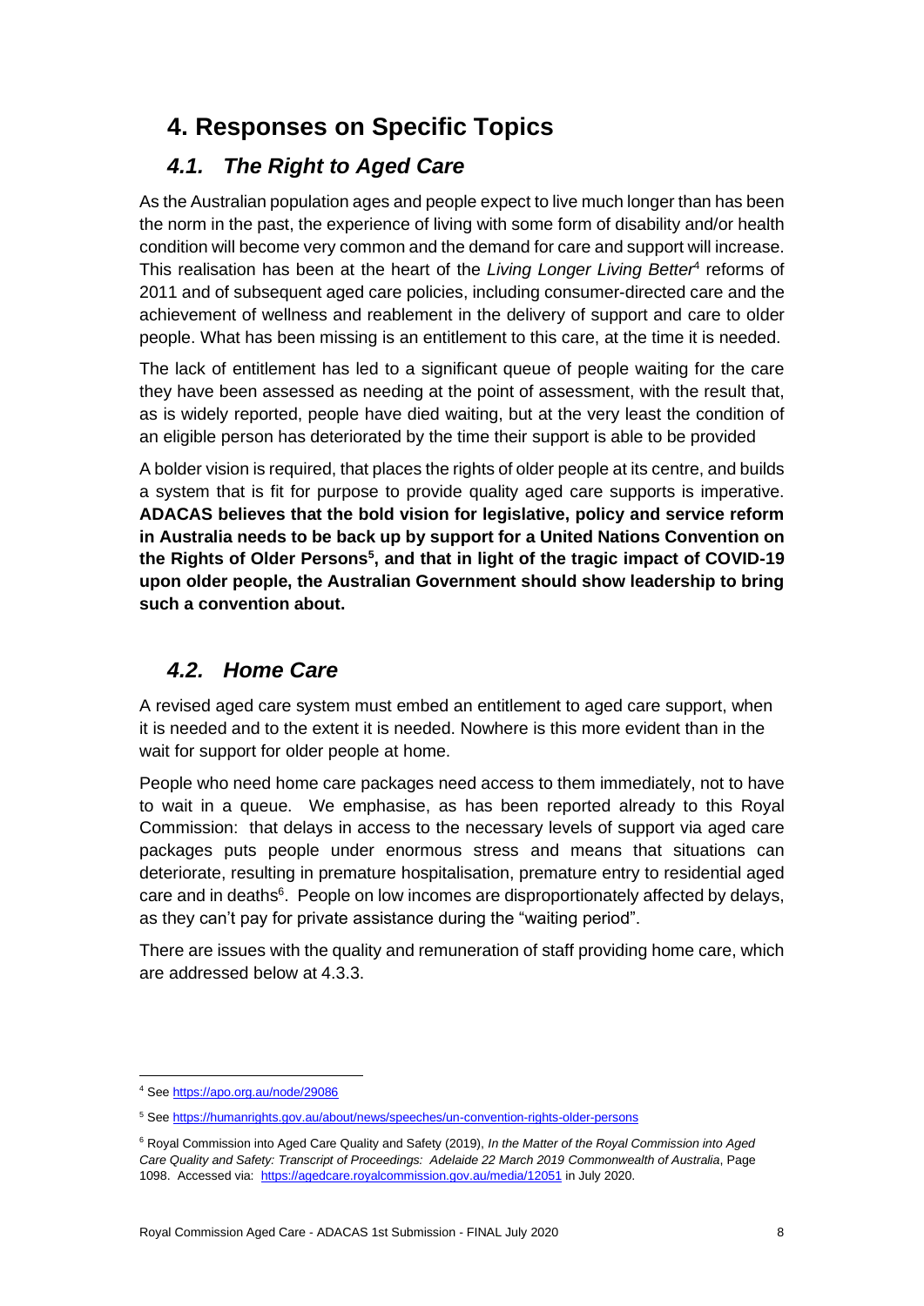# 4. Responses on Specific Topics

## *4.1. The Right to Aged Care*

As the Australian population ages and people expect to live much longer than has been the norm in the past, the experience of living with some form of disability and/or health condition will become very common and the demand for care and support will increase. This realisation has been at the heart of the *Living Longer Living Better*[4] reforms of 2011 and of subsequent aged care policies, including consumer-directed care and the achievement of wellness and reablement in the delivery of support and care to older people. What has been missing is an entitlement to this care, at the time it is needed.

The lack of entitlement has led to a significant queue of people waiting for the care they have been assessed as needing at the point of assessment, with the result that, as is widely reported, people have died waiting, but at the very least the condition of an eligible person has deteriorated by the time their support is able to be provided

A bolder vision is required, that places the rights of older people at its centre, and builds a system that is fit for purpose to provide quality aged care supports is imperative. **ADACAS believes that the bold vision for legislative, policy and service reform in Australia needs to be back up by support for a United Nations Convention on the Rights of Older Persons[5], and that in light of the tragic impact of COVID-19 upon older people, the Australian Government should show leadership to bring such a convention about.**

## *4.2. Home Care*

A revised aged care system must embed an entitlement to aged care support, when it is needed and to the extent it is needed. Nowhere is this more evident than in the wait for support for older people at home.

People who need home care packages need access to them immediately, not to have to wait in a queue. We emphasise, as has been reported already to this Royal Commission: that delays in access to the necessary levels of support via aged care packages puts people under enormous stress and means that situations can deteriorate, resulting in premature hospitalisation, premature entry to residential aged care and in deaths[6]. People on low incomes are disproportionately affected by delays, as they can't pay for private assistance during the "waiting period".

There are issues with the quality and remuneration of staff providing home care, which are addressed below at 4.3.3.

---

[4] See https://apo.org.au/node/29086

[5] See https://humanrights.gov.au/about/news/speeches/un-convention-rights-older-persons

[6] Royal Commission into Aged Care Quality and Safety (2019), *In the Matter of the Royal Commission into Aged Care Quality and Safety: Transcript of Proceedings: Adelaide 22 March 2019 Commonwealth of Australia*, Page 1098. Accessed via: https://agedcare.royalcommission.gov.au/media/12051 in July 2020.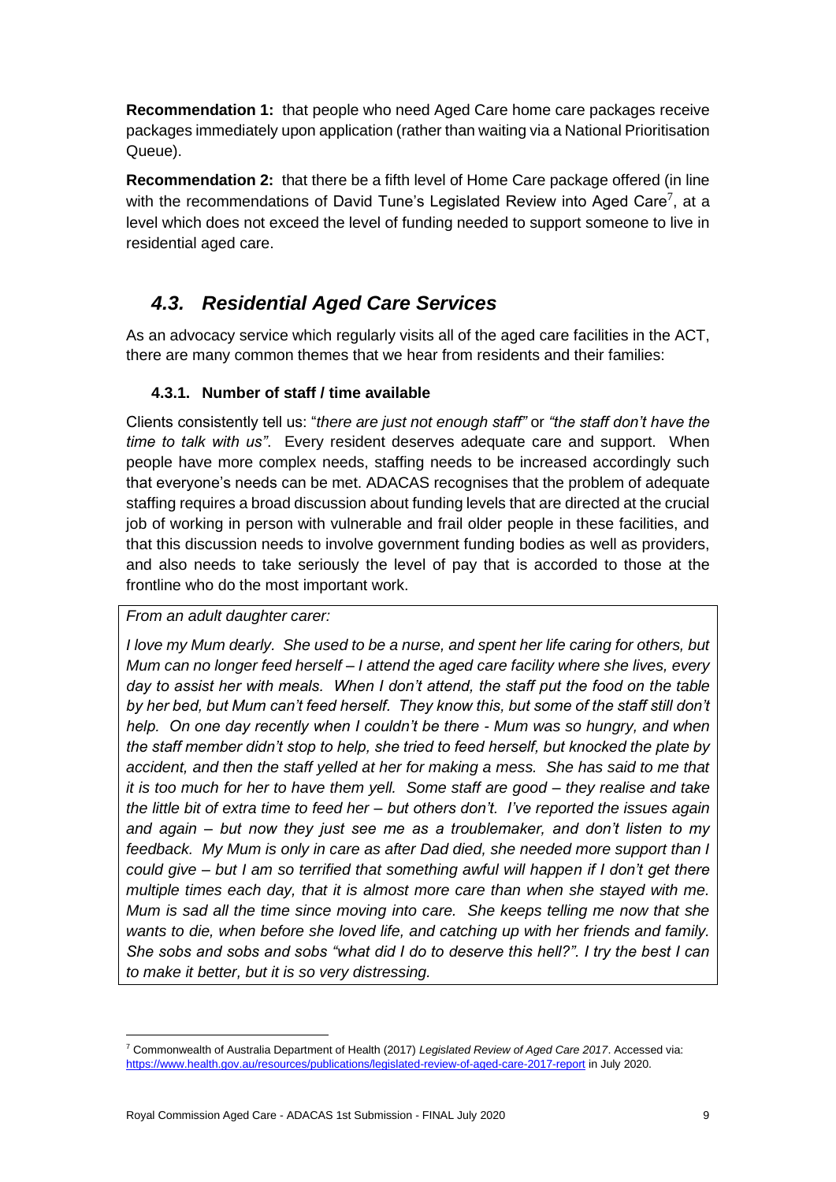**Recommendation 1:** that people who need Aged Care home care packages receive packages immediately upon application (rather than waiting via a National Prioritisation Queue).

**Recommendation 2:** that there be a fifth level of Home Care package offered (in line with the recommendations of David Tune's Legislated Review into Aged Care[7], at a level which does not exceed the level of funding needed to support someone to live in residential aged care.

## *4.3. Residential Aged Care Services*

As an advocacy service which regularly visits all of the aged care facilities in the ACT, there are many common themes that we hear from residents and their families:

### 4.3.1. Number of staff / time available

Clients consistently tell us: "*there are just not enough staff"* or *"the staff don't have the time to talk with us"*. Every resident deserves adequate care and support. When people have more complex needs, staffing needs to be increased accordingly such that everyone's needs can be met. ADACAS recognises that the problem of adequate staffing requires a broad discussion about funding levels that are directed at the crucial job of working in person with vulnerable and frail older people in these facilities, and that this discussion needs to involve government funding bodies as well as providers, and also needs to take seriously the level of pay that is accorded to those at the frontline who do the most important work.

*From an adult daughter carer:*

*I love my Mum dearly. She used to be a nurse, and spent her life caring for others, but Mum can no longer feed herself – I attend the aged care facility where she lives, every day to assist her with meals. When I don't attend, the staff put the food on the table by her bed, but Mum can't feed herself. They know this, but some of the staff still don't help. On one day recently when I couldn't be there - Mum was so hungry, and when the staff member didn't stop to help, she tried to feed herself, but knocked the plate by accident, and then the staff yelled at her for making a mess. She has said to me that it is too much for her to have them yell. Some staff are good – they realise and take the little bit of extra time to feed her – but others don't. I've reported the issues again and again – but now they just see me as a troublemaker, and don't listen to my feedback. My Mum is only in care as after Dad died, she needed more support than I could give – but I am so terrified that something awful will happen if I don't get there multiple times each day, that it is almost more care than when she stayed with me. Mum is sad all the time since moving into care. She keeps telling me now that she wants to die, when before she loved life, and catching up with her friends and family. She sobs and sobs and sobs "what did I do to deserve this hell?". I try the best I can to make it better, but it is so very distressing.*

[7] Commonwealth of Australia Department of Health (2017) *Legislated Review of Aged Care 2017*. Accessed via: https://www.health.gov.au/resources/publications/legislated-review-of-aged-care-2017-report in July 2020.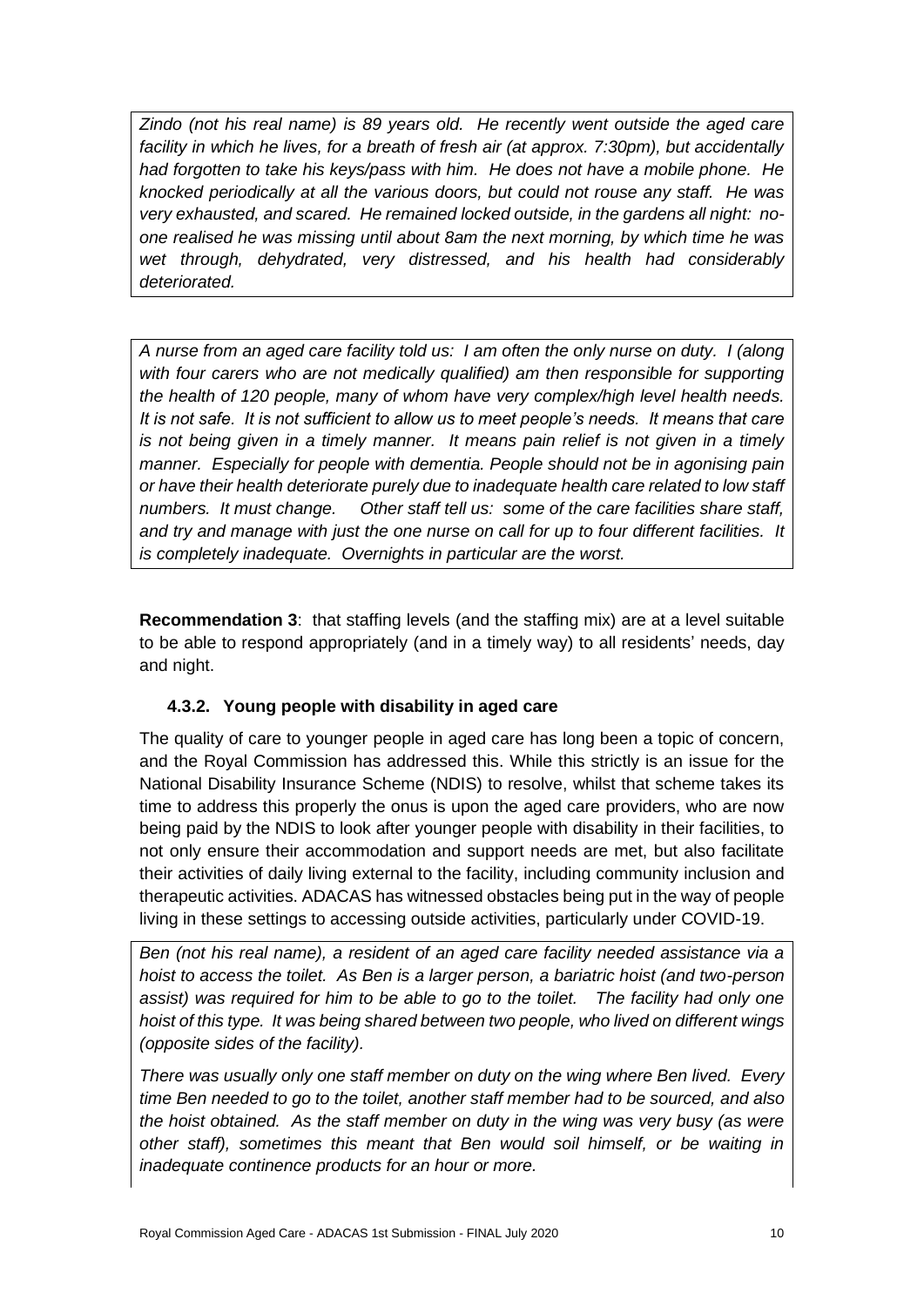*Zindo (not his real name) is 89 years old. He recently went outside the aged care facility in which he lives, for a breath of fresh air (at approx. 7:30pm), but accidentally had forgotten to take his keys/pass with him. He does not have a mobile phone. He knocked periodically at all the various doors, but could not rouse any staff. He was very exhausted, and scared. He remained locked outside, in the gardens all night: no-one realised he was missing until about 8am the next morning, by which time he was wet through, dehydrated, very distressed, and his health had considerably deteriorated.*

*A nurse from an aged care facility told us: I am often the only nurse on duty. I (along with four carers who are not medically qualified) am then responsible for supporting the health of 120 people, many of whom have very complex/high level health needs. It is not safe. It is not sufficient to allow us to meet people's needs. It means that care is not being given in a timely manner. It means pain relief is not given in a timely manner. Especially for people with dementia. People should not be in agonising pain or have their health deteriorate purely due to inadequate health care related to low staff numbers. It must change. Other staff tell us: some of the care facilities share staff, and try and manage with just the one nurse on call for up to four different facilities. It is completely inadequate. Overnights in particular are the worst.*

**Recommendation 3**: that staffing levels (and the staffing mix) are at a level suitable to be able to respond appropriately (and in a timely way) to all residents' needs, day and night.

### 4.3.2. Young people with disability in aged care

The quality of care to younger people in aged care has long been a topic of concern, and the Royal Commission has addressed this. While this strictly is an issue for the National Disability Insurance Scheme (NDIS) to resolve, whilst that scheme takes its time to address this properly the onus is upon the aged care providers, who are now being paid by the NDIS to look after younger people with disability in their facilities, to not only ensure their accommodation and support needs are met, but also facilitate their activities of daily living external to the facility, including community inclusion and therapeutic activities. ADACAS has witnessed obstacles being put in the way of people living in these settings to accessing outside activities, particularly under COVID-19.

*Ben (not his real name), a resident of an aged care facility needed assistance via a hoist to access the toilet. As Ben is a larger person, a bariatric hoist (and two-person assist) was required for him to be able to go to the toilet. The facility had only one hoist of this type. It was being shared between two people, who lived on different wings (opposite sides of the facility).*

*There was usually only one staff member on duty on the wing where Ben lived. Every time Ben needed to go to the toilet, another staff member had to be sourced, and also the hoist obtained. As the staff member on duty in the wing was very busy (as were other staff), sometimes this meant that Ben would soil himself, or be waiting in inadequate continence products for an hour or more.*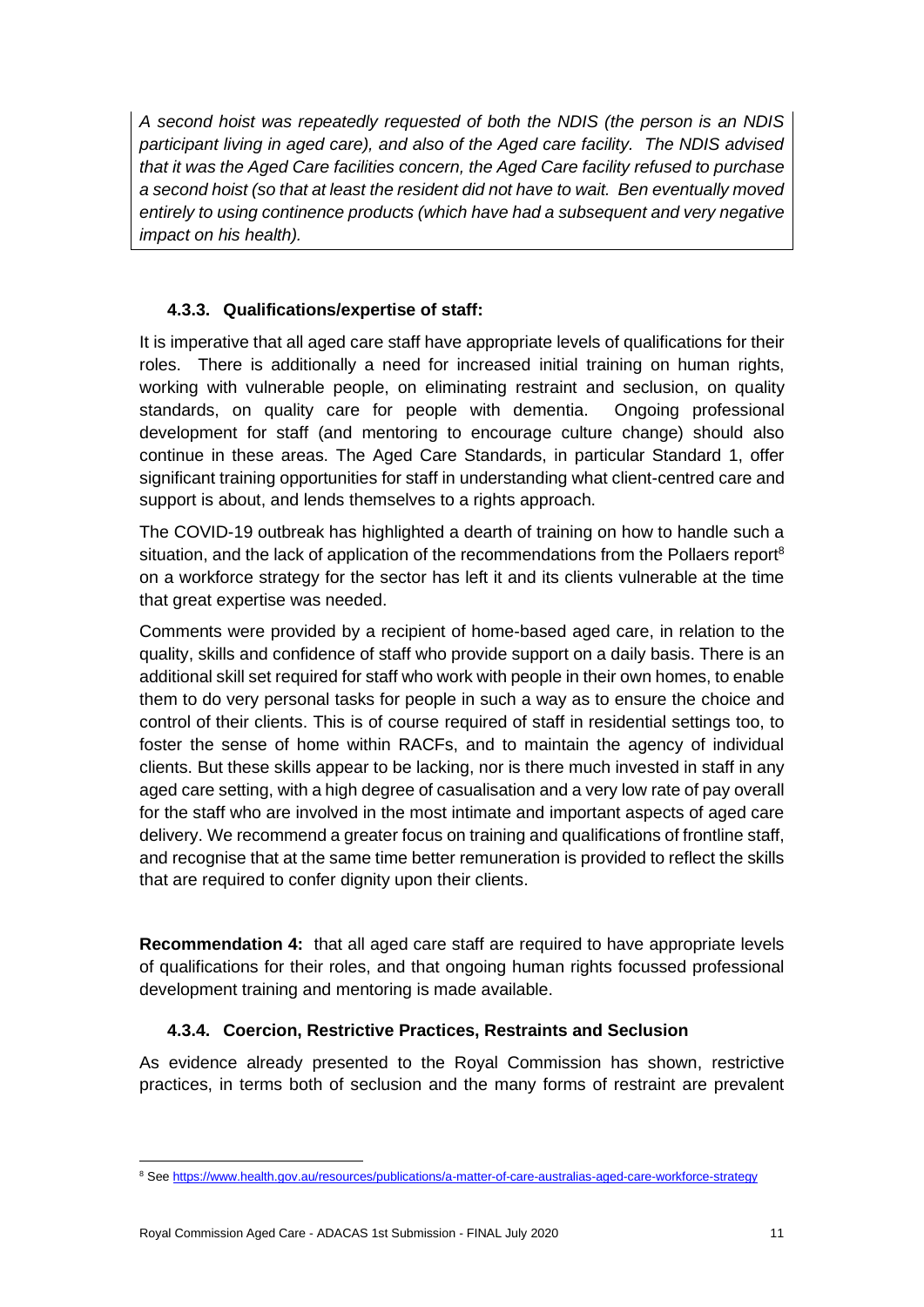*A second hoist was repeatedly requested of both the NDIS (the person is an NDIS participant living in aged care), and also of the Aged care facility. The NDIS advised that it was the Aged Care facilities concern, the Aged Care facility refused to purchase a second hoist (so that at least the resident did not have to wait. Ben eventually moved entirely to using continence products (which have had a subsequent and very negative impact on his health).*

#### 4.3.3. Qualifications/expertise of staff:

It is imperative that all aged care staff have appropriate levels of qualifications for their roles. There is additionally a need for increased initial training on human rights, working with vulnerable people, on eliminating restraint and seclusion, on quality standards, on quality care for people with dementia. Ongoing professional development for staff (and mentoring to encourage culture change) should also continue in these areas. The Aged Care Standards, in particular Standard 1, offer significant training opportunities for staff in understanding what client-centred care and support is about, and lends themselves to a rights approach.

The COVID-19 outbreak has highlighted a dearth of training on how to handle such a situation, and the lack of application of the recommendations from the Pollaers report[8] on a workforce strategy for the sector has left it and its clients vulnerable at the time that great expertise was needed.

Comments were provided by a recipient of home-based aged care, in relation to the quality, skills and confidence of staff who provide support on a daily basis. There is an additional skill set required for staff who work with people in their own homes, to enable them to do very personal tasks for people in such a way as to ensure the choice and control of their clients. This is of course required of staff in residential settings too, to foster the sense of home within RACFs, and to maintain the agency of individual clients. But these skills appear to be lacking, nor is there much invested in staff in any aged care setting, with a high degree of casualisation and a very low rate of pay overall for the staff who are involved in the most intimate and important aspects of aged care delivery. We recommend a greater focus on training and qualifications of frontline staff, and recognise that at the same time better remuneration is provided to reflect the skills that are required to confer dignity upon their clients.

**Recommendation 4:** that all aged care staff are required to have appropriate levels of qualifications for their roles, and that ongoing human rights focussed professional development training and mentoring is made available.

#### 4.3.4. Coercion, Restrictive Practices, Restraints and Seclusion

As evidence already presented to the Royal Commission has shown, restrictive practices, in terms both of seclusion and the many forms of restraint are prevalent

[8] See https://www.health.gov.au/resources/publications/a-matter-of-care-australias-aged-care-workforce-strategy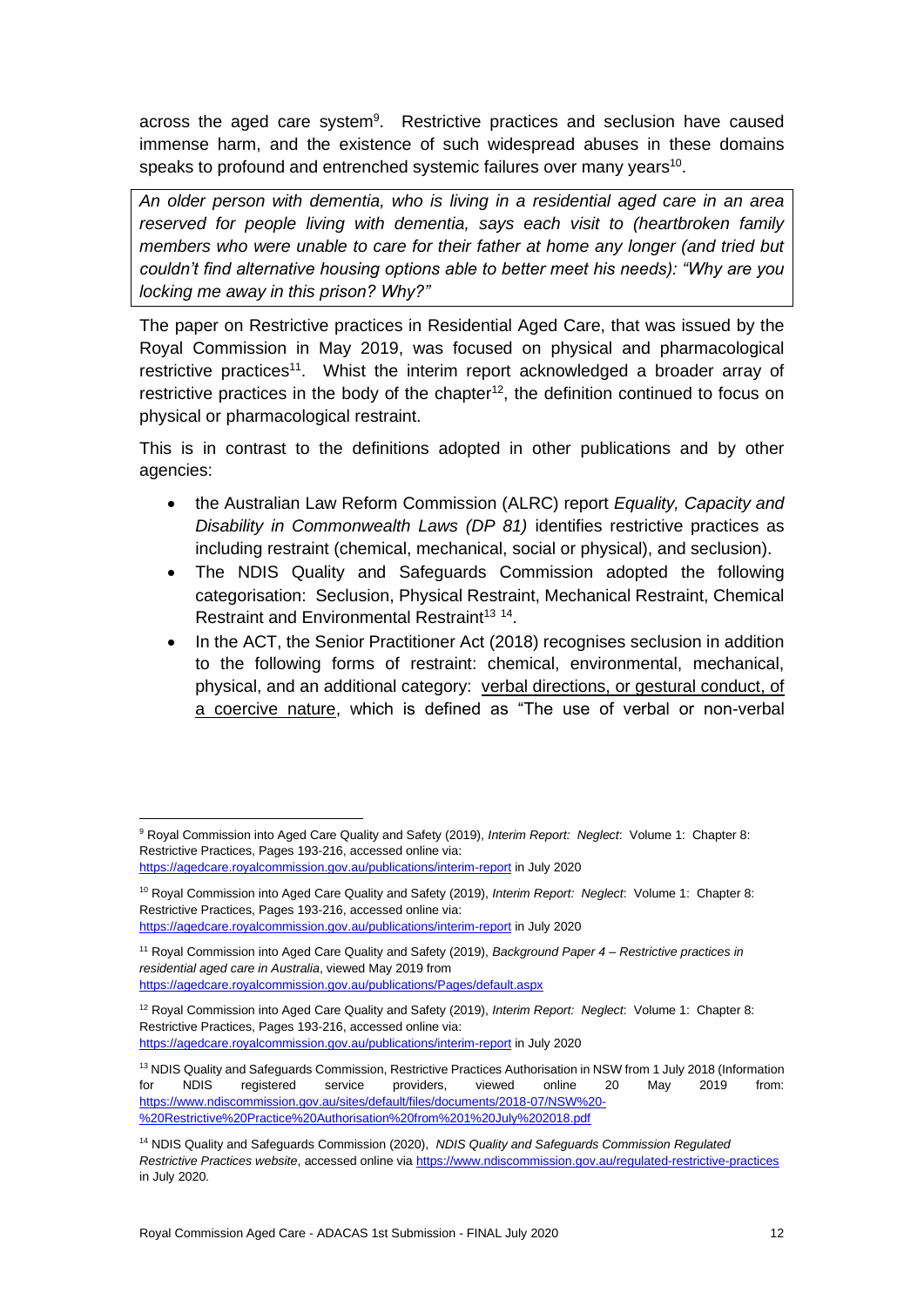across the aged care system[9]. Restrictive practices and seclusion have caused immense harm, and the existence of such widespread abuses in these domains speaks to profound and entrenched systemic failures over many years[10].

> *An older person with dementia, who is living in a residential aged care in an area reserved for people living with dementia, says each visit to (heartbroken family members who were unable to care for their father at home any longer (and tried but couldn't find alternative housing options able to better meet his needs): "Why are you locking me away in this prison? Why?"*

The paper on Restrictive practices in Residential Aged Care, that was issued by the Royal Commission in May 2019, was focused on physical and pharmacological restrictive practices[11]. Whist the interim report acknowledged a broader array of restrictive practices in the body of the chapter[12], the definition continued to focus on physical or pharmacological restraint.

This is in contrast to the definitions adopted in other publications and by other agencies:

- the Australian Law Reform Commission (ALRC) report *Equality, Capacity and Disability in Commonwealth Laws (DP 81)* identifies restrictive practices as including restraint (chemical, mechanical, social or physical), and seclusion).
- The NDIS Quality and Safeguards Commission adopted the following categorisation: Seclusion, Physical Restraint, Mechanical Restraint, Chemical Restraint and Environmental Restraint[13] [14].
- In the ACT, the Senior Practitioner Act (2018) recognises seclusion in addition to the following forms of restraint: chemical, environmental, mechanical, physical, and an additional category: <u>verbal directions, or gestural conduct, of a coercive nature</u>, which is defined as "The use of verbal or non-verbal

---

[9] Royal Commission into Aged Care Quality and Safety (2019), *Interim Report: Neglect*: Volume 1: Chapter 8: Restrictive Practices, Pages 193-216, accessed online via: https://agedcare.royalcommission.gov.au/publications/interim-report in July 2020

[10] Royal Commission into Aged Care Quality and Safety (2019), *Interim Report: Neglect*: Volume 1: Chapter 8: Restrictive Practices, Pages 193-216, accessed online via: https://agedcare.royalcommission.gov.au/publications/interim-report in July 2020

[11] Royal Commission into Aged Care Quality and Safety (2019), *Background Paper 4 – Restrictive practices in residential aged care in Australia*, viewed May 2019 from https://agedcare.royalcommission.gov.au/publications/Pages/default.aspx

[12] Royal Commission into Aged Care Quality and Safety (2019), *Interim Report: Neglect*: Volume 1: Chapter 8: Restrictive Practices, Pages 193-216, accessed online via: https://agedcare.royalcommission.gov.au/publications/interim-report in July 2020

[13] NDIS Quality and Safeguards Commission, Restrictive Practices Authorisation in NSW from 1 July 2018 (Information for NDIS registered service providers, viewed online 20 May 2019 from: https://www.ndiscommission.gov.au/sites/default/files/documents/2018-07/NSW%20-%20Restrictive%20Practice%20Authorisation%20from%201%20July%202018.pdf

[14] NDIS Quality and Safeguards Commission (2020), *NDIS Quality and Safeguards Commission Regulated Restrictive Practices website*, accessed online via https://www.ndiscommission.gov.au/regulated-restrictive-practices in July 2020.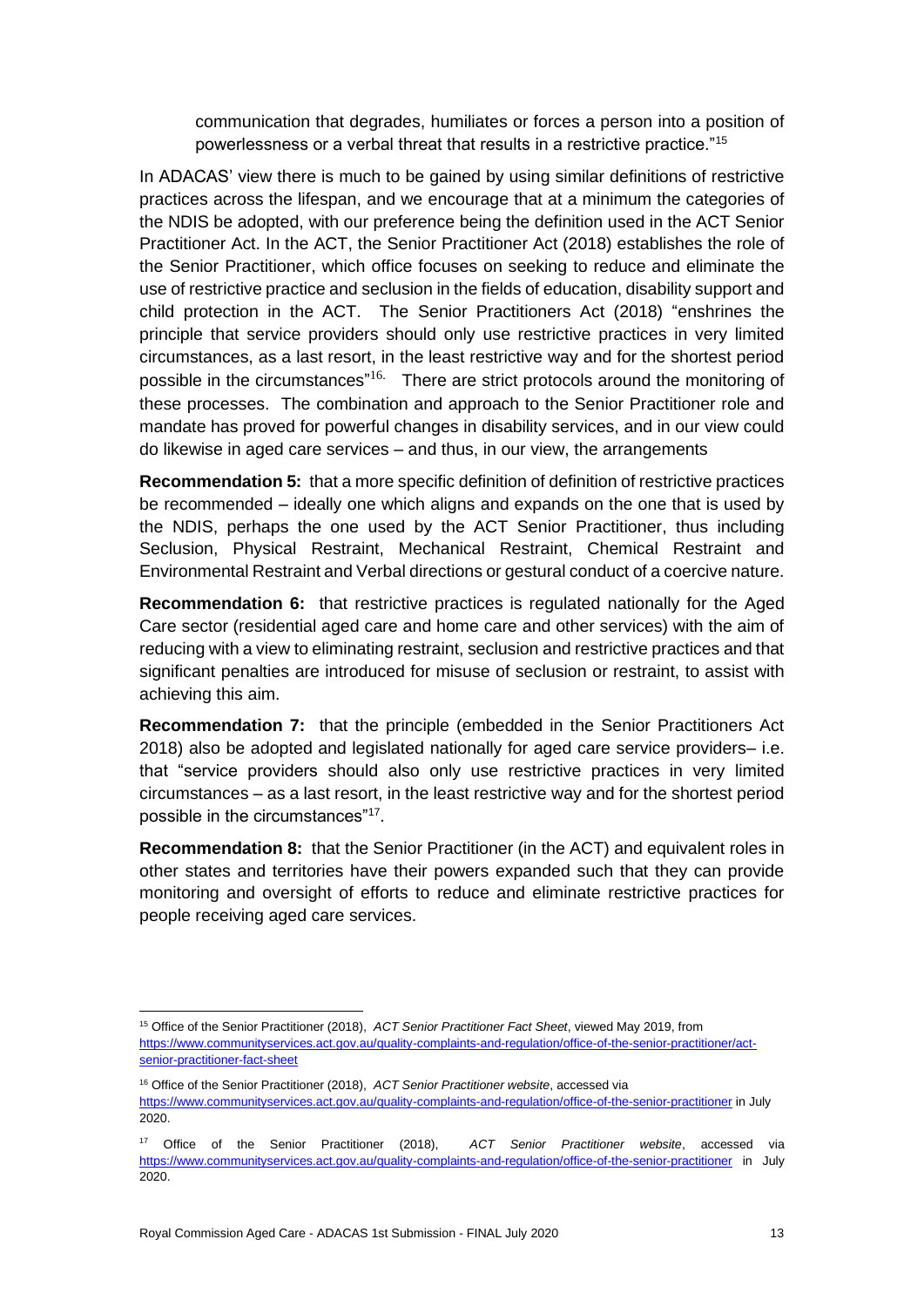communication that degrades, humiliates or forces a person into a position of powerlessness or a verbal threat that results in a restrictive practice."[15]

In ADACAS' view there is much to be gained by using similar definitions of restrictive practices across the lifespan, and we encourage that at a minimum the categories of the NDIS be adopted, with our preference being the definition used in the ACT Senior Practitioner Act. In the ACT, the Senior Practitioner Act (2018) establishes the role of the Senior Practitioner, which office focuses on seeking to reduce and eliminate the use of restrictive practice and seclusion in the fields of education, disability support and child protection in the ACT. The Senior Practitioners Act (2018) "enshrines the principle that service providers should only use restrictive practices in very limited circumstances, as a last resort, in the least restrictive way and for the shortest period possible in the circumstances"[16.] There are strict protocols around the monitoring of these processes. The combination and approach to the Senior Practitioner role and mandate has proved for powerful changes in disability services, and in our view could do likewise in aged care services – and thus, in our view, the arrangements

**Recommendation 5:** that a more specific definition of definition of restrictive practices be recommended – ideally one which aligns and expands on the one that is used by the NDIS, perhaps the one used by the ACT Senior Practitioner, thus including Seclusion, Physical Restraint, Mechanical Restraint, Chemical Restraint and Environmental Restraint and Verbal directions or gestural conduct of a coercive nature.

**Recommendation 6:** that restrictive practices is regulated nationally for the Aged Care sector (residential aged care and home care and other services) with the aim of reducing with a view to eliminating restraint, seclusion and restrictive practices and that significant penalties are introduced for misuse of seclusion or restraint, to assist with achieving this aim.

**Recommendation 7:** that the principle (embedded in the Senior Practitioners Act 2018) also be adopted and legislated nationally for aged care service providers– i.e. that "service providers should also only use restrictive practices in very limited circumstances – as a last resort, in the least restrictive way and for the shortest period possible in the circumstances"[17].

**Recommendation 8:** that the Senior Practitioner (in the ACT) and equivalent roles in other states and territories have their powers expanded such that they can provide monitoring and oversight of efforts to reduce and eliminate restrictive practices for people receiving aged care services.

---

[15] Office of the Senior Practitioner (2018), *ACT Senior Practitioner Fact Sheet*, viewed May 2019, from https://www.communityservices.act.gov.au/quality-complaints-and-regulation/office-of-the-senior-practitioner/act-senior-practitioner-fact-sheet

[16] Office of the Senior Practitioner (2018), *ACT Senior Practitioner website*, accessed via https://www.communityservices.act.gov.au/quality-complaints-and-regulation/office-of-the-senior-practitioner in July 2020.

[17] Office of the Senior Practitioner (2018), *ACT Senior Practitioner website*, accessed via https://www.communityservices.act.gov.au/quality-complaints-and-regulation/office-of-the-senior-practitioner in July 2020.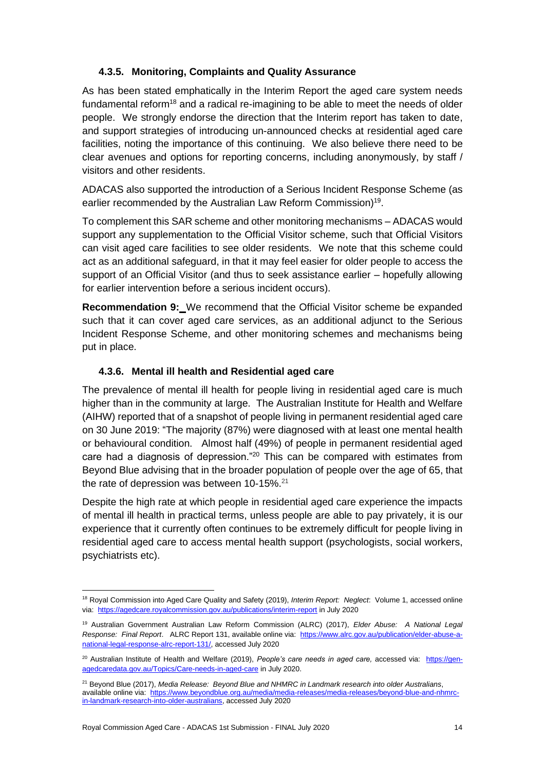### 4.3.5. Monitoring, Complaints and Quality Assurance

As has been stated emphatically in the Interim Report the aged care system needs fundamental reform[18] and a radical re-imagining to be able to meet the needs of older people. We strongly endorse the direction that the Interim report has taken to date, and support strategies of introducing un-announced checks at residential aged care facilities, noting the importance of this continuing. We also believe there need to be clear avenues and options for reporting concerns, including anonymously, by staff / visitors and other residents.

ADACAS also supported the introduction of a Serious Incident Response Scheme (as earlier recommended by the Australian Law Reform Commission)[19].

To complement this SAR scheme and other monitoring mechanisms – ADACAS would support any supplementation to the Official Visitor scheme, such that Official Visitors can visit aged care facilities to see older residents. We note that this scheme could act as an additional safeguard, in that it may feel easier for older people to access the support of an Official Visitor (and thus to seek assistance earlier – hopefully allowing for earlier intervention before a serious incident occurs).

**Recommendation 9:** We recommend that the Official Visitor scheme be expanded such that it can cover aged care services, as an additional adjunct to the Serious Incident Response Scheme, and other monitoring schemes and mechanisms being put in place.

### 4.3.6. Mental ill health and Residential aged care

The prevalence of mental ill health for people living in residential aged care is much higher than in the community at large. The Australian Institute for Health and Welfare (AIHW) reported that of a snapshot of people living in permanent residential aged care on 30 June 2019: "The majority (87%) were diagnosed with at least one mental health or behavioural condition. Almost half (49%) of people in permanent residential aged care had a diagnosis of depression."[20] This can be compared with estimates from Beyond Blue advising that in the broader population of people over the age of 65, that the rate of depression was between 10-15%.[21]

Despite the high rate at which people in residential aged care experience the impacts of mental ill health in practical terms, unless people are able to pay privately, it is our experience that it currently often continues to be extremely difficult for people living in residential aged care to access mental health support (psychologists, social workers, psychiatrists etc).

---

[18] Royal Commission into Aged Care Quality and Safety (2019), *Interim Report: Neglect*: Volume 1, accessed online via: https://agedcare.royalcommission.gov.au/publications/interim-report in July 2020

[19] Australian Government Australian Law Reform Commission (ALRC) (2017), *Elder Abuse: A National Legal Response: Final Report*. ALRC Report 131, available online via: https://www.alrc.gov.au/publication/elder-abuse-a-national-legal-response-alrc-report-131/, accessed July 2020

[20] Australian Institute of Health and Welfare (2019), *People's care needs in aged care,* accessed via: https://gen-agedcaredata.gov.au/Topics/Care-needs-in-aged-care in July 2020.

[21] Beyond Blue (2017), *Media Release: Beyond Blue and NHMRC in Landmark research into older Australians*, available online via: https://www.beyondblue.org.au/media/media-releases/media-releases/beyond-blue-and-nhmrc-in-landmark-research-into-older-australians, accessed July 2020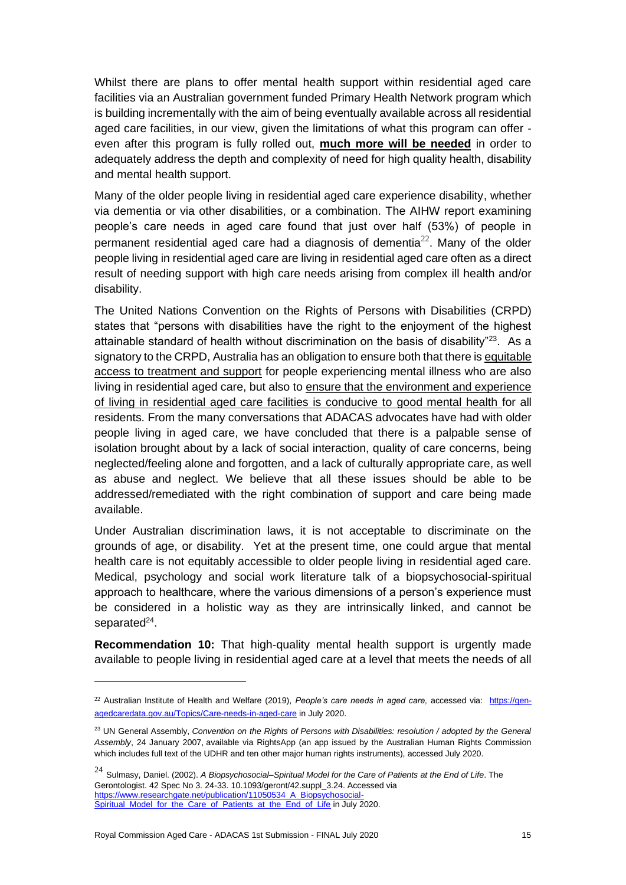Whilst there are plans to offer mental health support within residential aged care facilities via an Australian government funded Primary Health Network program which is building incrementally with the aim of being eventually available across all residential aged care facilities, in our view, given the limitations of what this program can offer - even after this program is fully rolled out, **<u>much more will be needed</u>** in order to adequately address the depth and complexity of need for high quality health, disability and mental health support.

Many of the older people living in residential aged care experience disability, whether via dementia or via other disabilities, or a combination. The AIHW report examining people's care needs in aged care found that just over half (53%) of people in permanent residential aged care had a diagnosis of dementia[22]. Many of the older people living in residential aged care are living in residential aged care often as a direct result of needing support with high care needs arising from complex ill health and/or disability.

The United Nations Convention on the Rights of Persons with Disabilities (CRPD) states that "persons with disabilities have the right to the enjoyment of the highest attainable standard of health without discrimination on the basis of disability"[23]. As a signatory to the CRPD, Australia has an obligation to ensure both that there is <u>equitable access to treatment and support</u> for people experiencing mental illness who are also living in residential aged care, but also to <u>ensure that the environment and experience of living in residential aged care facilities is conducive to good mental health</u> for all residents. From the many conversations that ADACAS advocates have had with older people living in aged care, we have concluded that there is a palpable sense of isolation brought about by a lack of social interaction, quality of care concerns, being neglected/feeling alone and forgotten, and a lack of culturally appropriate care, as well as abuse and neglect. We believe that all these issues should be able to be addressed/remediated with the right combination of support and care being made available.

Under Australian discrimination laws, it is not acceptable to discriminate on the grounds of age, or disability. Yet at the present time, one could argue that mental health care is not equitably accessible to older people living in residential aged care. Medical, psychology and social work literature talk of a biopsychosocial-spiritual approach to healthcare, where the various dimensions of a person's experience must be considered in a holistic way as they are intrinsically linked, and cannot be separated[24].

**Recommendation 10:** That high-quality mental health support is urgently made available to people living in residential aged care at a level that meets the needs of all

---

[22] Australian Institute of Health and Welfare (2019), *People's care needs in aged care,* accessed via: https://gen-agedcaredata.gov.au/Topics/Care-needs-in-aged-care in July 2020.

[23] UN General Assembly, *Convention on the Rights of Persons with Disabilities: resolution / adopted by the General Assembly*, 24 January 2007, available via RightsApp (an app issued by the Australian Human Rights Commission which includes full text of the UDHR and ten other major human rights instruments), accessed July 2020.

[24] Sulmasy, Daniel. (2002). *A Biopsychosocial–Spiritual Model for the Care of Patients at the End of Life*. The Gerontologist. 42 Spec No 3. 24-33. 10.1093/geront/42.suppl_3.24. Accessed via https://www.researchgate.net/publication/11050534_A_Biopsychosocial-Spiritual_Model_for_the_Care_of_Patients_at_the_End_of_Life in July 2020.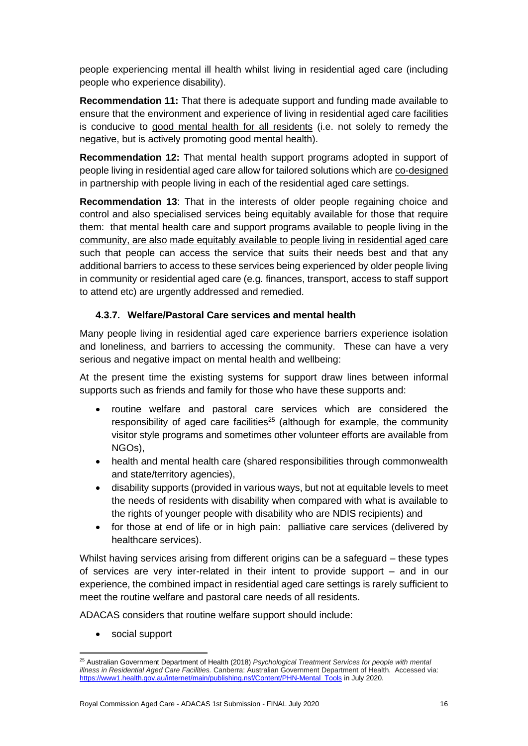people experiencing mental ill health whilst living in residential aged care (including people who experience disability).

**Recommendation 11:** That there is adequate support and funding made available to ensure that the environment and experience of living in residential aged care facilities is conducive to <u>good mental health for all residents</u> (i.e. not solely to remedy the negative, but is actively promoting good mental health).

**Recommendation 12:** That mental health support programs adopted in support of people living in residential aged care allow for tailored solutions which are <u>co-designed</u> in partnership with people living in each of the residential aged care settings.

**Recommendation 13**: That in the interests of older people regaining choice and control and also specialised services being equitably available for those that require them: that <u>mental health care and support programs available to people living in the community, are also made equitably available to people living in residential aged care</u> such that people can access the service that suits their needs best and that any additional barriers to access to these services being experienced by older people living in community or residential aged care (e.g. finances, transport, access to staff support to attend etc) are urgently addressed and remedied.

### 4.3.7. Welfare/Pastoral Care services and mental health

Many people living in residential aged care experience barriers experience isolation and loneliness, and barriers to accessing the community. These can have a very serious and negative impact on mental health and wellbeing:

At the present time the existing systems for support draw lines between informal supports such as friends and family for those who have these supports and:

- routine welfare and pastoral care services which are considered the responsibility of aged care facilities[25] (although for example, the community visitor style programs and sometimes other volunteer efforts are available from NGOs),
- health and mental health care (shared responsibilities through commonwealth and state/territory agencies),
- disability supports (provided in various ways, but not at equitable levels to meet the needs of residents with disability when compared with what is available to the rights of younger people with disability who are NDIS recipients) and
- for those at end of life or in high pain: palliative care services (delivered by healthcare services).

Whilst having services arising from different origins can be a safeguard – these types of services are very inter-related in their intent to provide support – and in our experience, the combined impact in residential aged care settings is rarely sufficient to meet the routine welfare and pastoral care needs of all residents.

ADACAS considers that routine welfare support should include:

- social support

[25] Australian Government Department of Health (2018) *Psychological Treatment Services for people with mental illness in Residential Aged Care Facilities.* Canberra: Australian Government Department of Health. Accessed via: https://www1.health.gov.au/internet/main/publishing.nsf/Content/PHN-Mental_Tools in July 2020.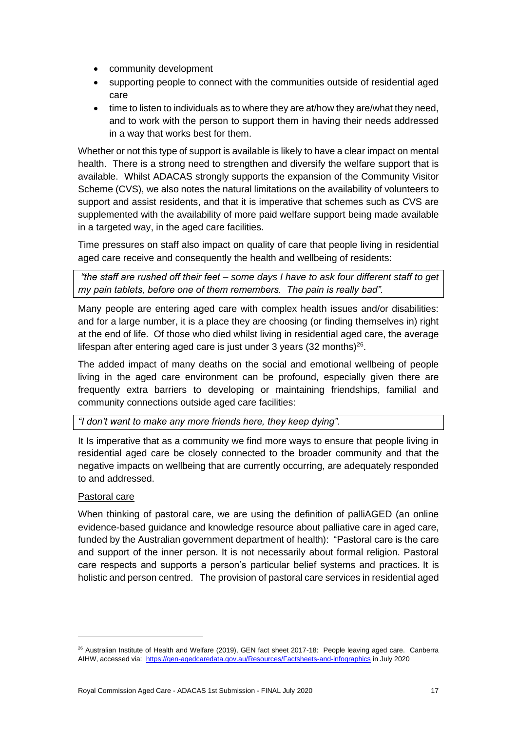- community development
- supporting people to connect with the communities outside of residential aged care
- time to listen to individuals as to where they are at/how they are/what they need, and to work with the person to support them in having their needs addressed in a way that works best for them.

Whether or not this type of support is available is likely to have a clear impact on mental health. There is a strong need to strengthen and diversify the welfare support that is available. Whilst ADACAS strongly supports the expansion of the Community Visitor Scheme (CVS), we also notes the natural limitations on the availability of volunteers to support and assist residents, and that it is imperative that schemes such as CVS are supplemented with the availability of more paid welfare support being made available in a targeted way, in the aged care facilities.

Time pressures on staff also impact on quality of care that people living in residential aged care receive and consequently the health and wellbeing of residents:

> *"the staff are rushed off their feet – some days I have to ask four different staff to get my pain tablets, before one of them remembers. The pain is really bad".*

Many people are entering aged care with complex health issues and/or disabilities: and for a large number, it is a place they are choosing (or finding themselves in) right at the end of life. Of those who died whilst living in residential aged care, the average lifespan after entering aged care is just under 3 years (32 months)[26].

The added impact of many deaths on the social and emotional wellbeing of people living in the aged care environment can be profound, especially given there are frequently extra barriers to developing or maintaining friendships, familial and community connections outside aged care facilities:

> *"I don't want to make any more friends here, they keep dying".*

It Is imperative that as a community we find more ways to ensure that people living in residential aged care be closely connected to the broader community and that the negative impacts on wellbeing that are currently occurring, are adequately responded to and addressed.

<u>Pastoral care</u>

When thinking of pastoral care, we are using the definition of palliAGED (an online evidence-based guidance and knowledge resource about palliative care in aged care, funded by the Australian government department of health): "Pastoral care is the care and support of the inner person. It is not necessarily about formal religion. Pastoral care respects and supports a person's particular belief systems and practices. It is holistic and person centred. The provision of pastoral care services in residential aged

---

[26] Australian Institute of Health and Welfare (2019), GEN fact sheet 2017-18: People leaving aged care. Canberra AIHW, accessed via: https://gen-agedcaredata.gov.au/Resources/Factsheets-and-infographics in July 2020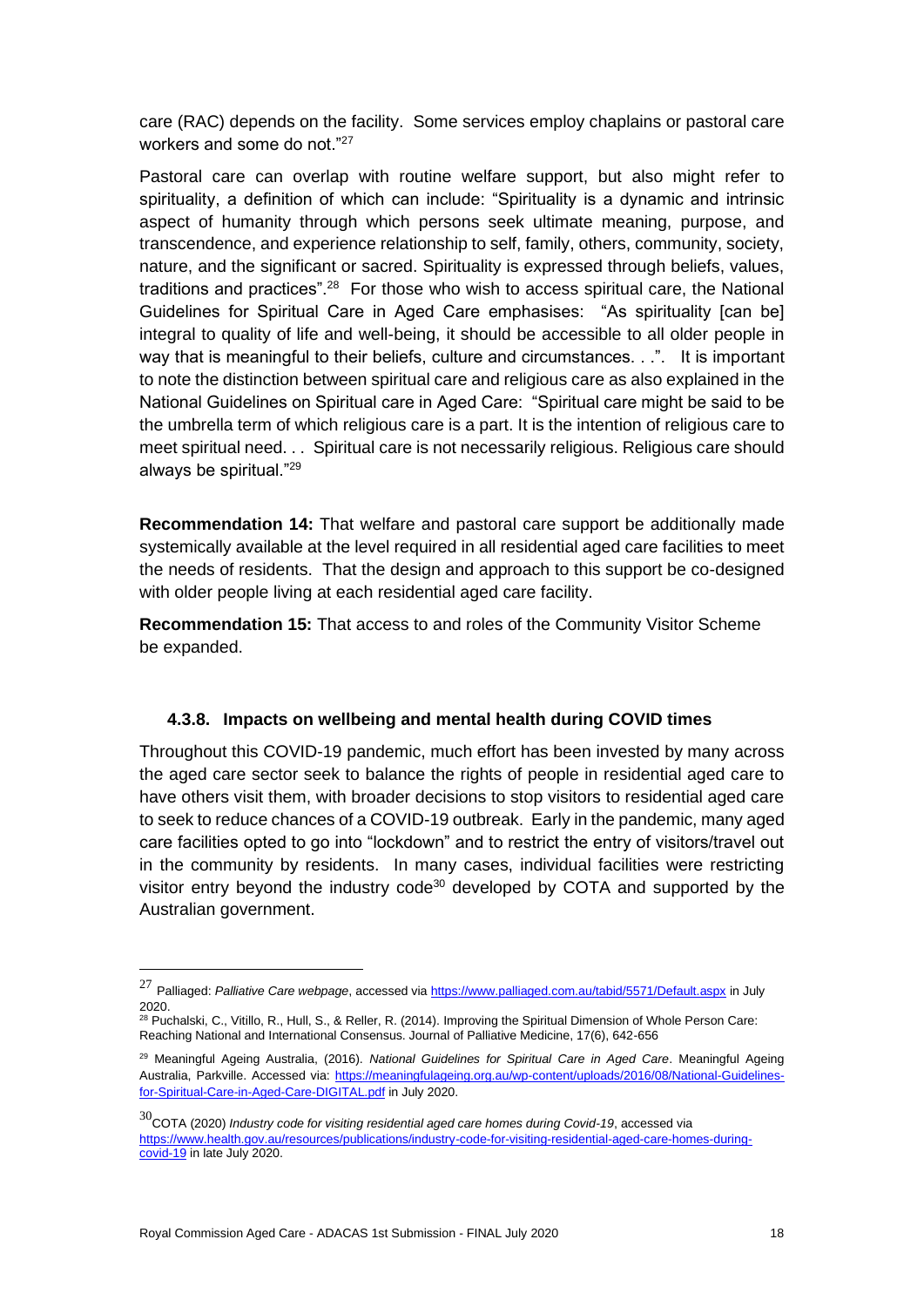care (RAC) depends on the facility. Some services employ chaplains or pastoral care workers and some do not."[27]

Pastoral care can overlap with routine welfare support, but also might refer to spirituality, a definition of which can include: "Spirituality is a dynamic and intrinsic aspect of humanity through which persons seek ultimate meaning, purpose, and transcendence, and experience relationship to self, family, others, community, society, nature, and the significant or sacred. Spirituality is expressed through beliefs, values, traditions and practices".[28] For those who wish to access spiritual care, the National Guidelines for Spiritual Care in Aged Care emphasises: "As spirituality [can be] integral to quality of life and well-being, it should be accessible to all older people in way that is meaningful to their beliefs, culture and circumstances. . .". It is important to note the distinction between spiritual care and religious care as also explained in the National Guidelines on Spiritual care in Aged Care: "Spiritual care might be said to be the umbrella term of which religious care is a part. It is the intention of religious care to meet spiritual need. . . Spiritual care is not necessarily religious. Religious care should always be spiritual."[29]

**Recommendation 14:** That welfare and pastoral care support be additionally made systemically available at the level required in all residential aged care facilities to meet the needs of residents. That the design and approach to this support be co-designed with older people living at each residential aged care facility.

**Recommendation 15:** That access to and roles of the Community Visitor Scheme be expanded.

#### 4.3.8. Impacts on wellbeing and mental health during COVID times

Throughout this COVID-19 pandemic, much effort has been invested by many across the aged care sector seek to balance the rights of people in residential aged care to have others visit them, with broader decisions to stop visitors to residential aged care to seek to reduce chances of a COVID-19 outbreak. Early in the pandemic, many aged care facilities opted to go into "lockdown" and to restrict the entry of visitors/travel out in the community by residents. In many cases, individual facilities were restricting visitor entry beyond the industry code[30] developed by COTA and supported by the Australian government.

---

[27] Palliaged: *Palliative Care webpage*, accessed via https://www.palliaged.com.au/tabid/5571/Default.aspx in July 2020.

[28] Puchalski, C., Vitillo, R., Hull, S., & Reller, R. (2014). Improving the Spiritual Dimension of Whole Person Care: Reaching National and International Consensus. Journal of Palliative Medicine, 17(6), 642-656

[29] Meaningful Ageing Australia, (2016). *National Guidelines for Spiritual Care in Aged Care*. Meaningful Ageing Australia, Parkville. Accessed via: https://meaningfulageing.org.au/wp-content/uploads/2016/08/National-Guidelines-for-Spiritual-Care-in-Aged-Care-DIGITAL.pdf in July 2020.

[30] COTA (2020) *Industry code for visiting residential aged care homes during Covid-19*, accessed via https://www.health.gov.au/resources/publications/industry-code-for-visiting-residential-aged-care-homes-during-covid-19 in late July 2020.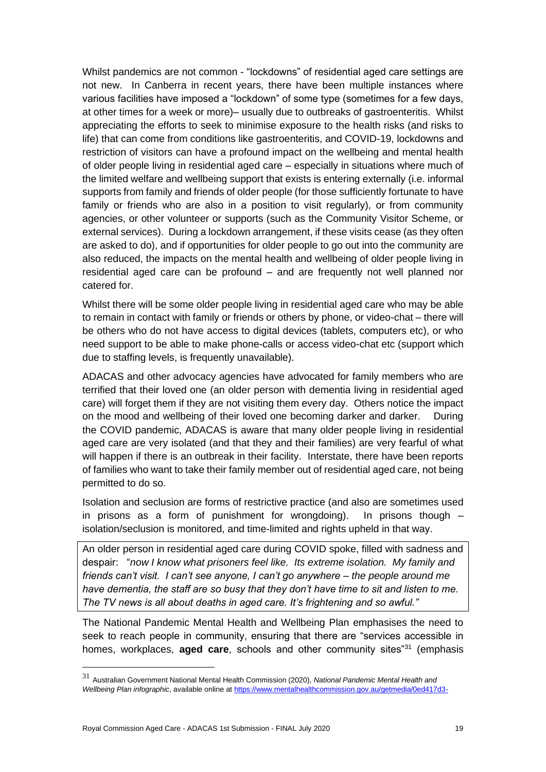Whilst pandemics are not common - "lockdowns" of residential aged care settings are not new. In Canberra in recent years, there have been multiple instances where various facilities have imposed a "lockdown" of some type (sometimes for a few days, at other times for a week or more)– usually due to outbreaks of gastroenteritis. Whilst appreciating the efforts to seek to minimise exposure to the health risks (and risks to life) that can come from conditions like gastroenteritis, and COVID-19, lockdowns and restriction of visitors can have a profound impact on the wellbeing and mental health of older people living in residential aged care – especially in situations where much of the limited welfare and wellbeing support that exists is entering externally (i.e. informal supports from family and friends of older people (for those sufficiently fortunate to have family or friends who are also in a position to visit regularly), or from community agencies, or other volunteer or supports (such as the Community Visitor Scheme, or external services). During a lockdown arrangement, if these visits cease (as they often are asked to do), and if opportunities for older people to go out into the community are also reduced, the impacts on the mental health and wellbeing of older people living in residential aged care can be profound – and are frequently not well planned nor catered for.

Whilst there will be some older people living in residential aged care who may be able to remain in contact with family or friends or others by phone, or video-chat – there will be others who do not have access to digital devices (tablets, computers etc), or who need support to be able to make phone-calls or access video-chat etc (support which due to staffing levels, is frequently unavailable).

ADACAS and other advocacy agencies have advocated for family members who are terrified that their loved one (an older person with dementia living in residential aged care) will forget them if they are not visiting them every day. Others notice the impact on the mood and wellbeing of their loved one becoming darker and darker. During the COVID pandemic, ADACAS is aware that many older people living in residential aged care are very isolated (and that they and their families) are very fearful of what will happen if there is an outbreak in their facility. Interstate, there have been reports of families who want to take their family member out of residential aged care, not being permitted to do so.

Isolation and seclusion are forms of restrictive practice (and also are sometimes used in prisons as a form of punishment for wrongdoing). In prisons though – isolation/seclusion is monitored, and time-limited and rights upheld in that way.

> An older person in residential aged care during COVID spoke, filled with sadness and despair: "*now I know what prisoners feel like. Its extreme isolation. My family and friends can't visit. I can't see anyone, I can't go anywhere – the people around me have dementia, the staff are so busy that they don't have time to sit and listen to me. The TV news is all about deaths in aged care. It's frightening and so awful."*

The National Pandemic Mental Health and Wellbeing Plan emphasises the need to seek to reach people in community, ensuring that there are "services accessible in homes, workplaces, **aged care**, schools and other community sites"[31] (emphasis

---

[31] Australian Government National Mental Health Commission (2020), *National Pandemic Mental Health and Wellbeing Plan infographic*, available online at https://www.mentalhealthcommission.gov.au/getmedia/0ed417d3-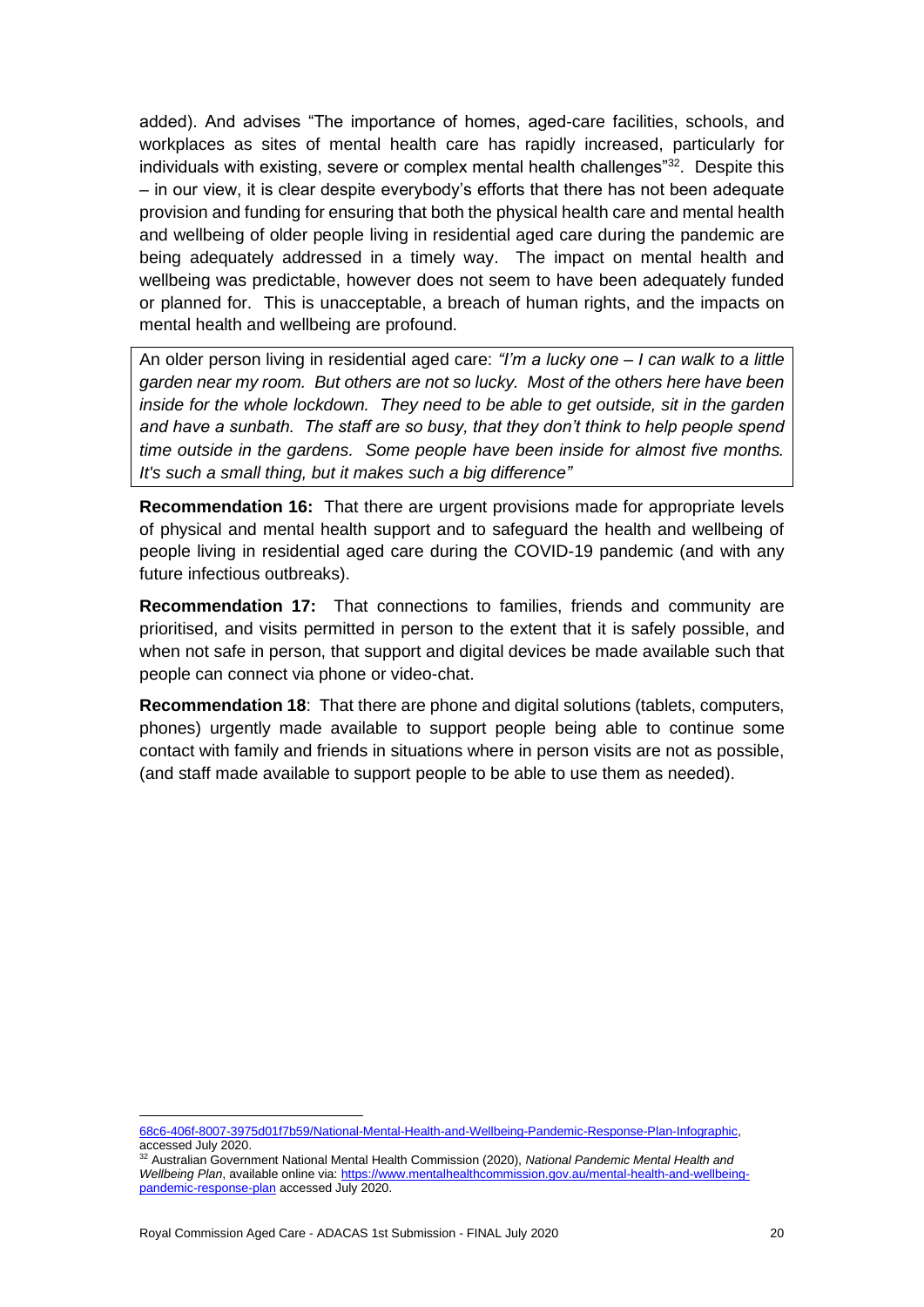added). And advises "The importance of homes, aged-care facilities, schools, and workplaces as sites of mental health care has rapidly increased, particularly for individuals with existing, severe or complex mental health challenges"[32]. Despite this – in our view, it is clear despite everybody's efforts that there has not been adequate provision and funding for ensuring that both the physical health care and mental health and wellbeing of older people living in residential aged care during the pandemic are being adequately addressed in a timely way. The impact on mental health and wellbeing was predictable, however does not seem to have been adequately funded or planned for. This is unacceptable, a breach of human rights, and the impacts on mental health and wellbeing are profound.

> An older person living in residential aged care: *"I'm a lucky one – I can walk to a little garden near my room. But others are not so lucky. Most of the others here have been inside for the whole lockdown. They need to be able to get outside, sit in the garden and have a sunbath. The staff are so busy, that they don't think to help people spend time outside in the gardens. Some people have been inside for almost five months. It's such a small thing, but it makes such a big difference"*

**Recommendation 16:** That there are urgent provisions made for appropriate levels of physical and mental health support and to safeguard the health and wellbeing of people living in residential aged care during the COVID-19 pandemic (and with any future infectious outbreaks).

**Recommendation 17:** That connections to families, friends and community are prioritised, and visits permitted in person to the extent that it is safely possible, and when not safe in person, that support and digital devices be made available such that people can connect via phone or video-chat.

**Recommendation 18**: That there are phone and digital solutions (tablets, computers, phones) urgently made available to support people being able to continue some contact with family and friends in situations where in person visits are not as possible, (and staff made available to support people to be able to use them as needed).

---

68c6-406f-8007-3975d01f7b59/National-Mental-Health-and-Wellbeing-Pandemic-Response-Plan-Infographic, accessed July 2020.

[32] Australian Government National Mental Health Commission (2020), *National Pandemic Mental Health and Wellbeing Plan*, available online via: https://www.mentalhealthcommission.gov.au/mental-health-and-wellbeing-pandemic-response-plan accessed July 2020.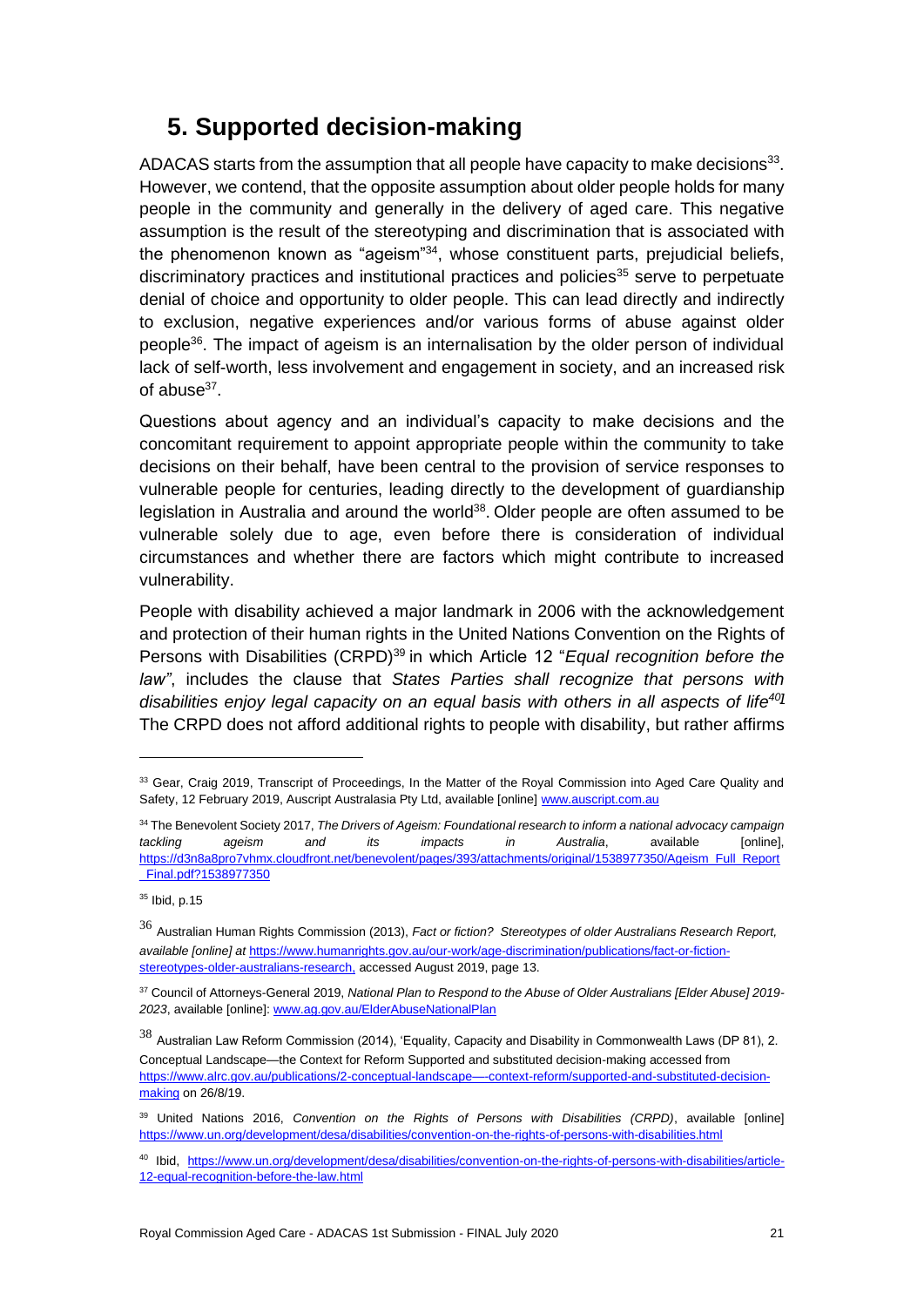# 5. Supported decision-making

ADACAS starts from the assumption that all people have capacity to make decisions[33]. However, we contend, that the opposite assumption about older people holds for many people in the community and generally in the delivery of aged care. This negative assumption is the result of the stereotyping and discrimination that is associated with the phenomenon known as "ageism"[34], whose constituent parts, prejudicial beliefs, discriminatory practices and institutional practices and policies[35] serve to perpetuate denial of choice and opportunity to older people. This can lead directly and indirectly to exclusion, negative experiences and/or various forms of abuse against older people[36]. The impact of ageism is an internalisation by the older person of individual lack of self-worth, less involvement and engagement in society, and an increased risk of abuse[37].

Questions about agency and an individual's capacity to make decisions and the concomitant requirement to appoint appropriate people within the community to take decisions on their behalf, have been central to the provision of service responses to vulnerable people for centuries, leading directly to the development of guardianship legislation in Australia and around the world[38]. Older people are often assumed to be vulnerable solely due to age, even before there is consideration of individual circumstances and whether there are factors which might contribute to increased vulnerability.

People with disability achieved a major landmark in 2006 with the acknowledgement and protection of their human rights in the United Nations Convention on the Rights of Persons with Disabilities (CRPD)[39] in which Article 12 "*Equal recognition before the law"*, includes the clause that *States Parties shall recognize that persons with disabilities enjoy legal capacity on an equal basis with others in all aspects of life*[40]*]* The CRPD does not afford additional rights to people with disability, but rather affirms

---

[33] Gear, Craig 2019, Transcript of Proceedings, In the Matter of the Royal Commission into Aged Care Quality and Safety, 12 February 2019, Auscript Australasia Pty Ltd, available [online] www.auscript.com.au

[34] The Benevolent Society 2017, *The Drivers of Ageism: Foundational research to inform a national advocacy campaign tackling ageism and its impacts in Australia*, available [online], https://d3n8a8pro7vhmx.cloudfront.net/benevolent/pages/393/attachments/original/1538977350/Ageism_Full_Report_Final.pdf?1538977350

[35] Ibid, p.15

[36] Australian Human Rights Commission (2013), *Fact or fiction? Stereotypes of older Australians Research Report, available [online] at* https://www.humanrights.gov.au/our-work/age-discrimination/publications/fact-or-fiction-stereotypes-older-australians-research, accessed August 2019, page 13.

[37] Council of Attorneys-General 2019, *National Plan to Respond to the Abuse of Older Australians [Elder Abuse] 2019-2023*, available [online]: www.ag.gov.au/ElderAbuseNationalPlan

[38] Australian Law Reform Commission (2014), 'Equality, Capacity and Disability in Commonwealth Laws (DP 81), 2. Conceptual Landscape—the Context for Reform Supported and substituted decision-making accessed from https://www.alrc.gov.au/publications/2-conceptual-landscape—-context-reform/supported-and-substituted-decision-making on 26/8/19.

[39] United Nations 2016, *Convention on the Rights of Persons with Disabilities (CRPD)*, available [online] https://www.un.org/development/desa/disabilities/convention-on-the-rights-of-persons-with-disabilities.html

[40] Ibid, https://www.un.org/development/desa/disabilities/convention-on-the-rights-of-persons-with-disabilities/article-12-equal-recognition-before-the-law.html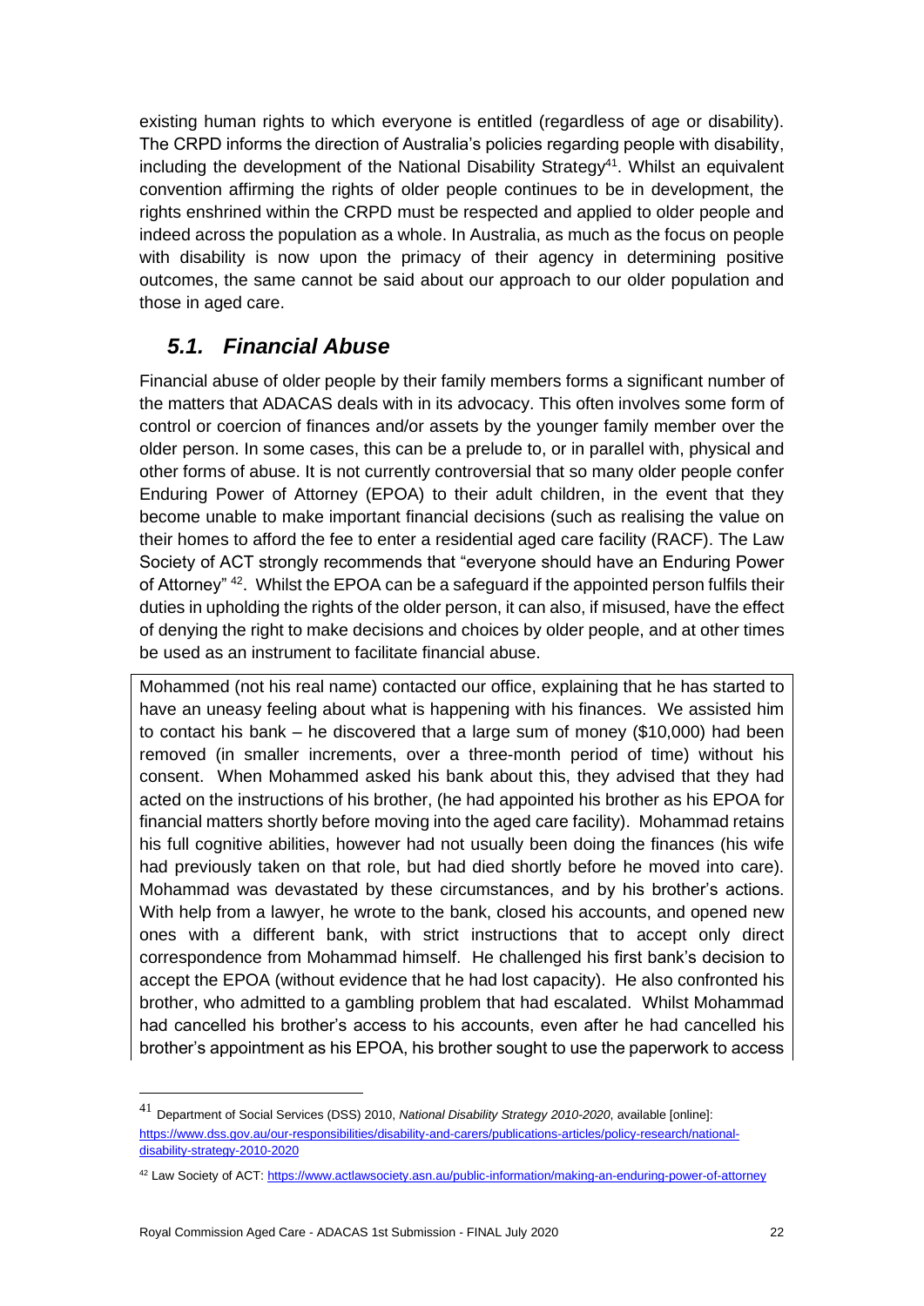existing human rights to which everyone is entitled (regardless of age or disability). The CRPD informs the direction of Australia's policies regarding people with disability, including the development of the National Disability Strategy[41]. Whilst an equivalent convention affirming the rights of older people continues to be in development, the rights enshrined within the CRPD must be respected and applied to older people and indeed across the population as a whole. In Australia, as much as the focus on people with disability is now upon the primacy of their agency in determining positive outcomes, the same cannot be said about our approach to our older population and those in aged care.

## *5.1. Financial Abuse*

Financial abuse of older people by their family members forms a significant number of the matters that ADACAS deals with in its advocacy. This often involves some form of control or coercion of finances and/or assets by the younger family member over the older person. In some cases, this can be a prelude to, or in parallel with, physical and other forms of abuse. It is not currently controversial that so many older people confer Enduring Power of Attorney (EPOA) to their adult children, in the event that they become unable to make important financial decisions (such as realising the value on their homes to afford the fee to enter a residential aged care facility (RACF). The Law Society of ACT strongly recommends that "everyone should have an Enduring Power of Attorney" [42]. Whilst the EPOA can be a safeguard if the appointed person fulfils their duties in upholding the rights of the older person, it can also, if misused, have the effect of denying the right to make decisions and choices by older people, and at other times be used as an instrument to facilitate financial abuse.

> Mohammed (not his real name) contacted our office, explaining that he has started to have an uneasy feeling about what is happening with his finances. We assisted him to contact his bank – he discovered that a large sum of money ($10,000) had been removed (in smaller increments, over a three-month period of time) without his consent. When Mohammed asked his bank about this, they advised that they had acted on the instructions of his brother, (he had appointed his brother as his EPOA for financial matters shortly before moving into the aged care facility). Mohammad retains his full cognitive abilities, however had not usually been doing the finances (his wife had previously taken on that role, but had died shortly before he moved into care). Mohammad was devastated by these circumstances, and by his brother's actions. With help from a lawyer, he wrote to the bank, closed his accounts, and opened new ones with a different bank, with strict instructions that to accept only direct correspondence from Mohammad himself. He challenged his first bank's decision to accept the EPOA (without evidence that he had lost capacity). He also confronted his brother, who admitted to a gambling problem that had escalated. Whilst Mohammad had cancelled his brother's access to his accounts, even after he had cancelled his brother's appointment as his EPOA, his brother sought to use the paperwork to access

---

[41] Department of Social Services (DSS) 2010, *National Disability Strategy 2010-2020*, available [online]: https://www.dss.gov.au/our-responsibilities/disability-and-carers/publications-articles/policy-research/national-disability-strategy-2010-2020

[42] Law Society of ACT: https://www.actlawsociety.asn.au/public-information/making-an-enduring-power-of-attorney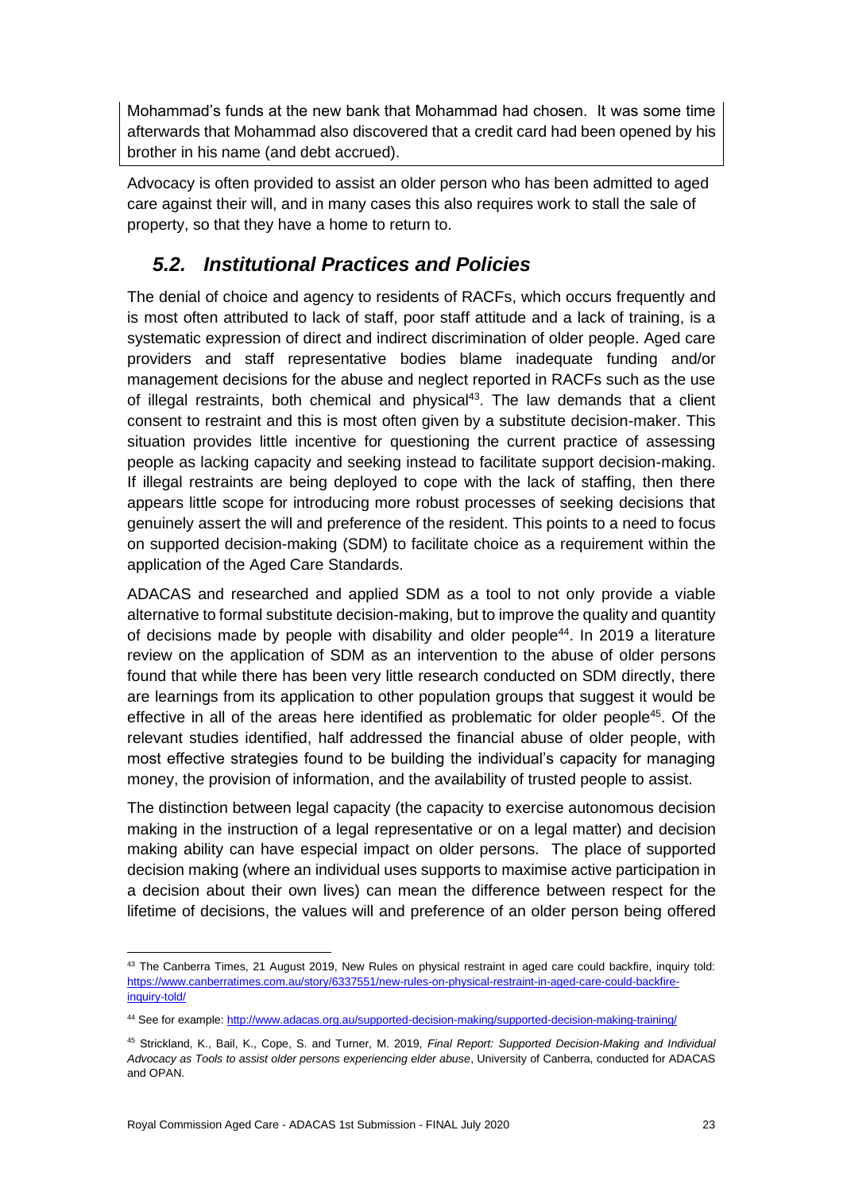Mohammad's funds at the new bank that Mohammad had chosen. It was some time afterwards that Mohammad also discovered that a credit card had been opened by his brother in his name (and debt accrued).

Advocacy is often provided to assist an older person who has been admitted to aged care against their will, and in many cases this also requires work to stall the sale of property, so that they have a home to return to.

## *5.2. Institutional Practices and Policies*

The denial of choice and agency to residents of RACFs, which occurs frequently and is most often attributed to lack of staff, poor staff attitude and a lack of training, is a systematic expression of direct and indirect discrimination of older people. Aged care providers and staff representative bodies blame inadequate funding and/or management decisions for the abuse and neglect reported in RACFs such as the use of illegal restraints, both chemical and physical[43]. The law demands that a client consent to restraint and this is most often given by a substitute decision-maker. This situation provides little incentive for questioning the current practice of assessing people as lacking capacity and seeking instead to facilitate support decision-making. If illegal restraints are being deployed to cope with the lack of staffing, then there appears little scope for introducing more robust processes of seeking decisions that genuinely assert the will and preference of the resident. This points to a need to focus on supported decision-making (SDM) to facilitate choice as a requirement within the application of the Aged Care Standards.

ADACAS and researched and applied SDM as a tool to not only provide a viable alternative to formal substitute decision-making, but to improve the quality and quantity of decisions made by people with disability and older people[44]. In 2019 a literature review on the application of SDM as an intervention to the abuse of older persons found that while there has been very little research conducted on SDM directly, there are learnings from its application to other population groups that suggest it would be effective in all of the areas here identified as problematic for older people[45]. Of the relevant studies identified, half addressed the financial abuse of older people, with most effective strategies found to be building the individual's capacity for managing money, the provision of information, and the availability of trusted people to assist.

The distinction between legal capacity (the capacity to exercise autonomous decision making in the instruction of a legal representative or on a legal matter) and decision making ability can have especial impact on older persons. The place of supported decision making (where an individual uses supports to maximise active participation in a decision about their own lives) can mean the difference between respect for the lifetime of decisions, the values will and preference of an older person being offered

---

[43] The Canberra Times, 21 August 2019, New Rules on physical restraint in aged care could backfire, inquiry told: https://www.canberratimes.com.au/story/6337551/new-rules-on-physical-restraint-in-aged-care-could-backfire-inquiry-told/

[44] See for example: http://www.adacas.org.au/supported-decision-making/supported-decision-making-training/

[45] Strickland, K., Bail, K., Cope, S. and Turner, M. 2019, *Final Report: Supported Decision-Making and Individual Advocacy as Tools to assist older persons experiencing elder abuse*, University of Canberra, conducted for ADACAS and OPAN.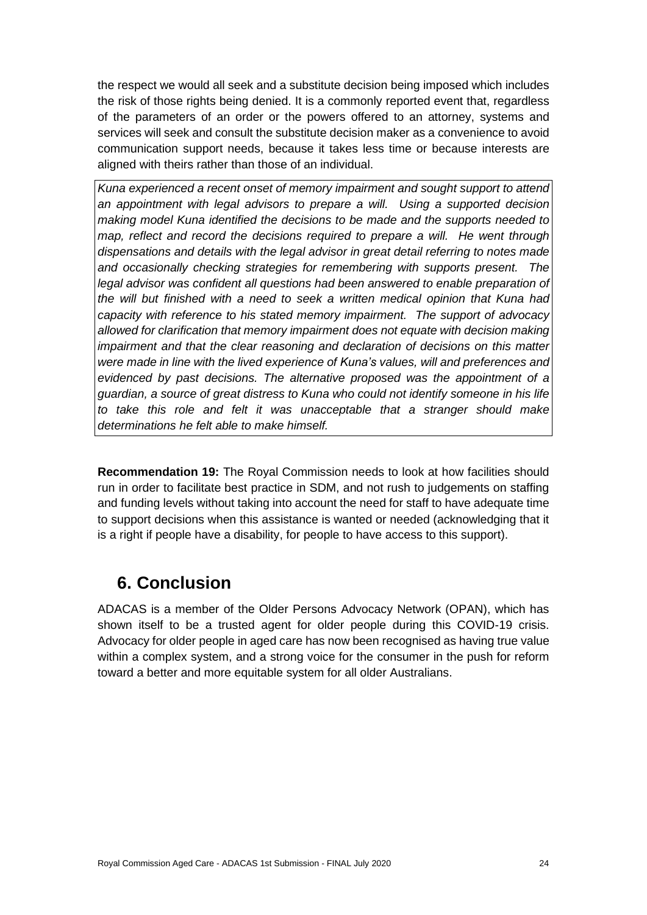the respect we would all seek and a substitute decision being imposed which includes the risk of those rights being denied. It is a commonly reported event that, regardless of the parameters of an order or the powers offered to an attorney, systems and services will seek and consult the substitute decision maker as a convenience to avoid communication support needs, because it takes less time or because interests are aligned with theirs rather than those of an individual.

*Kuna experienced a recent onset of memory impairment and sought support to attend an appointment with legal advisors to prepare a will. Using a supported decision making model Kuna identified the decisions to be made and the supports needed to map, reflect and record the decisions required to prepare a will. He went through dispensations and details with the legal advisor in great detail referring to notes made and occasionally checking strategies for remembering with supports present. The legal advisor was confident all questions had been answered to enable preparation of the will but finished with a need to seek a written medical opinion that Kuna had capacity with reference to his stated memory impairment. The support of advocacy allowed for clarification that memory impairment does not equate with decision making impairment and that the clear reasoning and declaration of decisions on this matter were made in line with the lived experience of Kuna's values, will and preferences and evidenced by past decisions. The alternative proposed was the appointment of a guardian, a source of great distress to Kuna who could not identify someone in his life to take this role and felt it was unacceptable that a stranger should make determinations he felt able to make himself.*

**Recommendation 19:** The Royal Commission needs to look at how facilities should run in order to facilitate best practice in SDM, and not rush to judgements on staffing and funding levels without taking into account the need for staff to have adequate time to support decisions when this assistance is wanted or needed (acknowledging that it is a right if people have a disability, for people to have access to this support).

## 6. Conclusion

ADACAS is a member of the Older Persons Advocacy Network (OPAN), which has shown itself to be a trusted agent for older people during this COVID-19 crisis. Advocacy for older people in aged care has now been recognised as having true value within a complex system, and a strong voice for the consumer in the push for reform toward a better and more equitable system for all older Australians.